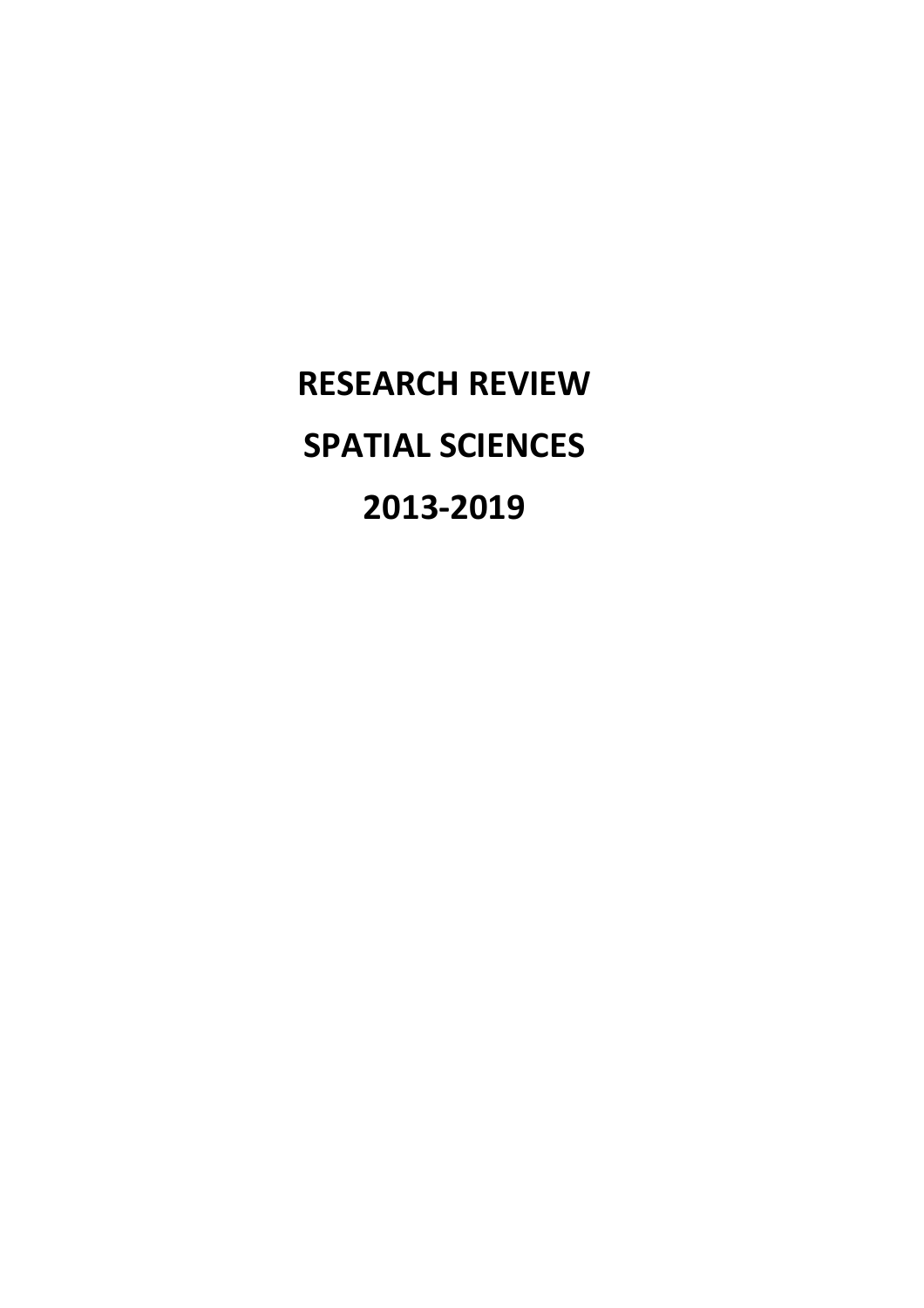# RESEARCH REVIEW

# SPATIAL SCIENCES

# 2013-2019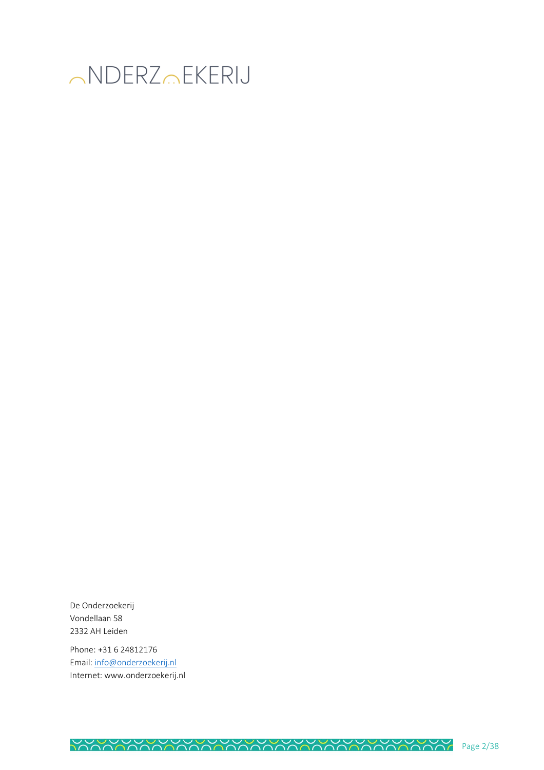ONDERZOEKERIJ

De Onderzoekerij
Vondellaan 58
2332 AH Leiden

Phone: +31 6 24812176
Email: info@onderzoekerij.nl
Internet: www.onderzoekerij.nl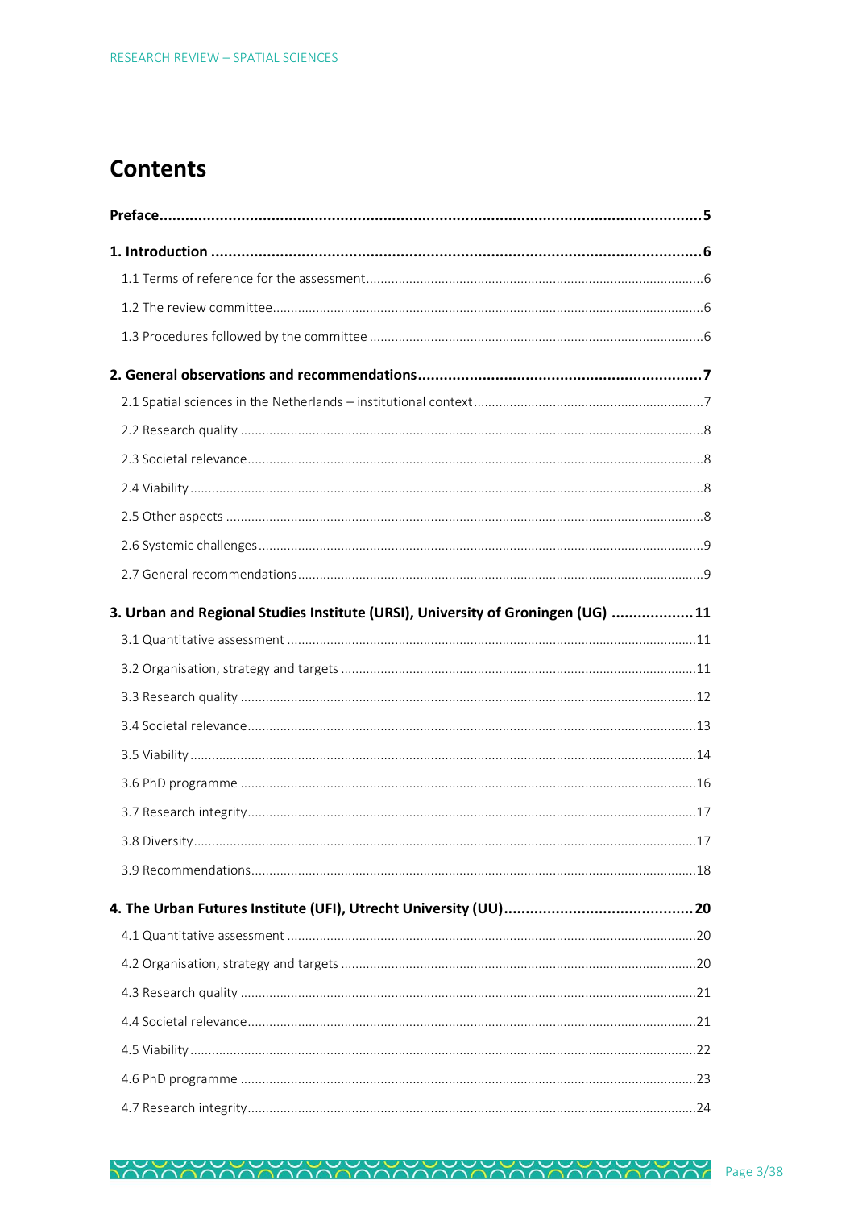# Contents

**Preface** ..... 5

**1. Introduction** ..... 6

- 1.1 Terms of reference for the assessment ..... 6
- 1.2 The review committee ..... 6
- 1.3 Procedures followed by the committee ..... 6

**2. General observations and recommendations** ..... 7

- 2.1 Spatial sciences in the Netherlands – institutional context ..... 7
- 2.2 Research quality ..... 8
- 2.3 Societal relevance ..... 8
- 2.4 Viability ..... 8
- 2.5 Other aspects ..... 8
- 2.6 Systemic challenges ..... 9
- 2.7 General recommendations ..... 9

**3. Urban and Regional Studies Institute (URSI), University of Groningen (UG)** ..... 11

- 3.1 Quantitative assessment ..... 11
- 3.2 Organisation, strategy and targets ..... 11
- 3.3 Research quality ..... 12
- 3.4 Societal relevance ..... 13
- 3.5 Viability ..... 14
- 3.6 PhD programme ..... 16
- 3.7 Research integrity ..... 17
- 3.8 Diversity ..... 17
- 3.9 Recommendations ..... 18

**4. The Urban Futures Institute (UFI), Utrecht University (UU)** ..... 20

- 4.1 Quantitative assessment ..... 20
- 4.2 Organisation, strategy and targets ..... 20
- 4.3 Research quality ..... 21
- 4.4 Societal relevance ..... 21
- 4.5 Viability ..... 22
- 4.6 PhD programme ..... 23
- 4.7 Research integrity ..... 24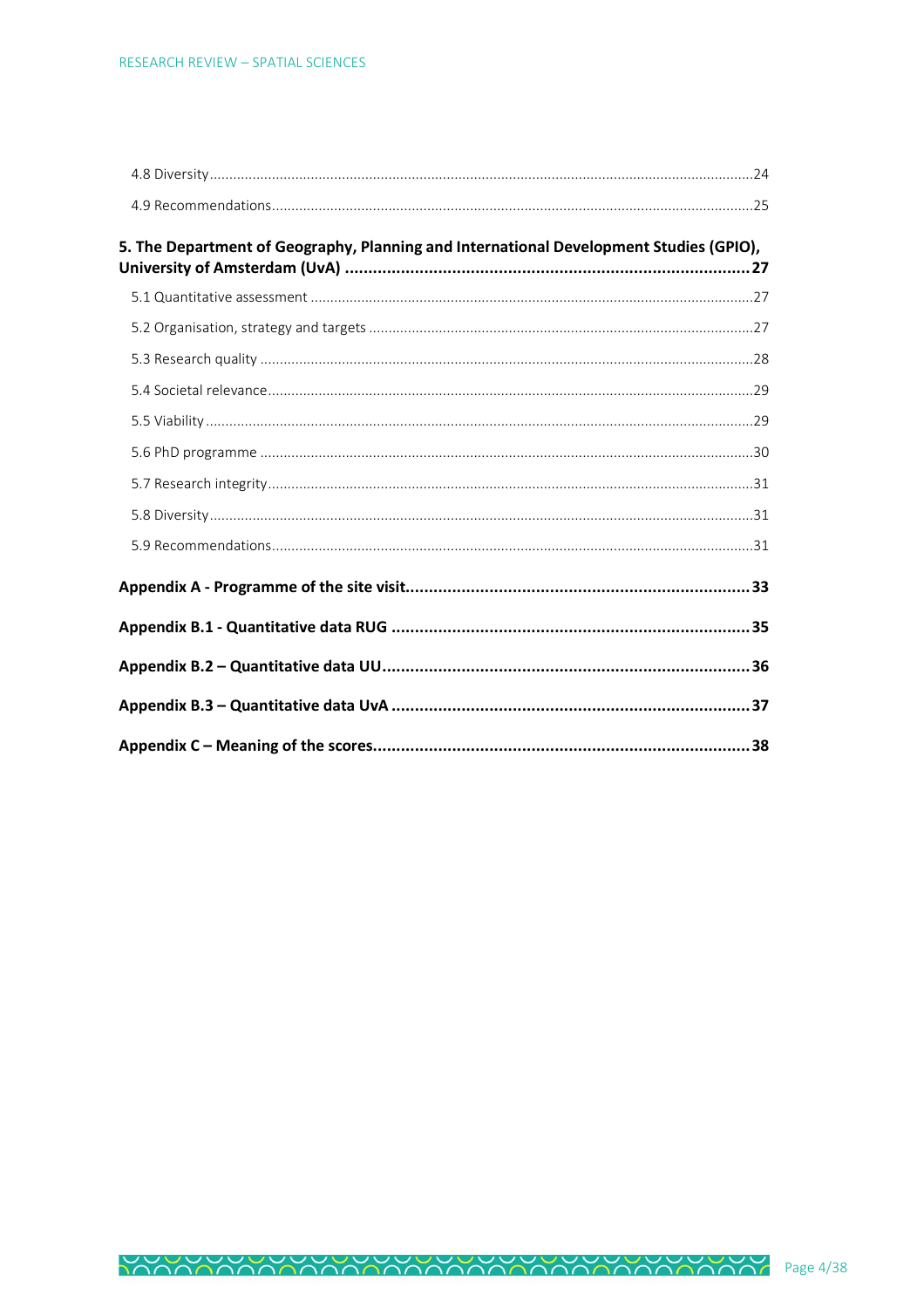4.8 Diversity....................................................................................................................................24

4.9 Recommendations.........................................................................................................................25

**5. The Department of Geography, Planning and International Development Studies (GPIO), University of Amsterdam (UvA) ........................................................................................27**

5.1 Quantitative assessment ...............................................................................................................27

5.2 Organisation, strategy and targets ................................................................................................27

5.3 Research quality ............................................................................................................................28

5.4 Societal relevance..........................................................................................................................29

5.5 Viability..........................................................................................................................................29

5.6 PhD programme ............................................................................................................................30

5.7 Research integrity..........................................................................................................................31

5.8 Diversity........................................................................................................................................31

5.9 Recommendations.........................................................................................................................31

**Appendix A - Programme of the site visit..........................................................................................33**

**Appendix B.1 - Quantitative data RUG ..............................................................................................35**

**Appendix B.2 – Quantitative data UU.................................................................................................36**

**Appendix B.3 – Quantitative data UvA ...............................................................................................37**

**Appendix C – Meaning of the scores..................................................................................................38**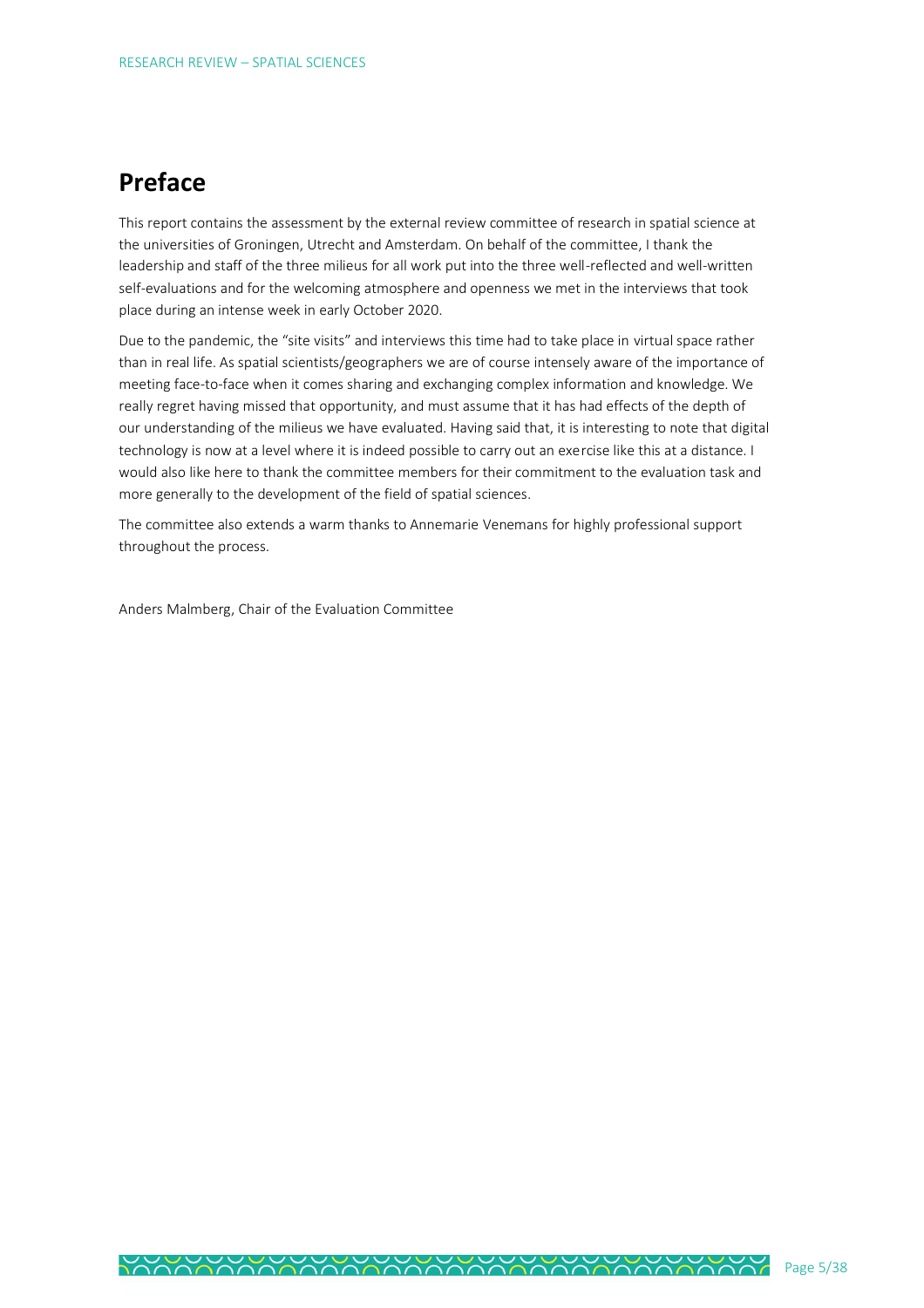# Preface

This report contains the assessment by the external review committee of research in spatial science at the universities of Groningen, Utrecht and Amsterdam. On behalf of the committee, I thank the leadership and staff of the three milieus for all work put into the three well-reflected and well-written self-evaluations and for the welcoming atmosphere and openness we met in the interviews that took place during an intense week in early October 2020.

Due to the pandemic, the "site visits" and interviews this time had to take place in virtual space rather than in real life. As spatial scientists/geographers we are of course intensely aware of the importance of meeting face-to-face when it comes sharing and exchanging complex information and knowledge. We really regret having missed that opportunity, and must assume that it has had effects of the depth of our understanding of the milieus we have evaluated. Having said that, it is interesting to note that digital technology is now at a level where it is indeed possible to carry out an exercise like this at a distance. I would also like here to thank the committee members for their commitment to the evaluation task and more generally to the development of the field of spatial sciences.

The committee also extends a warm thanks to Annemarie Venemans for highly professional support throughout the process.

Anders Malmberg, Chair of the Evaluation Committee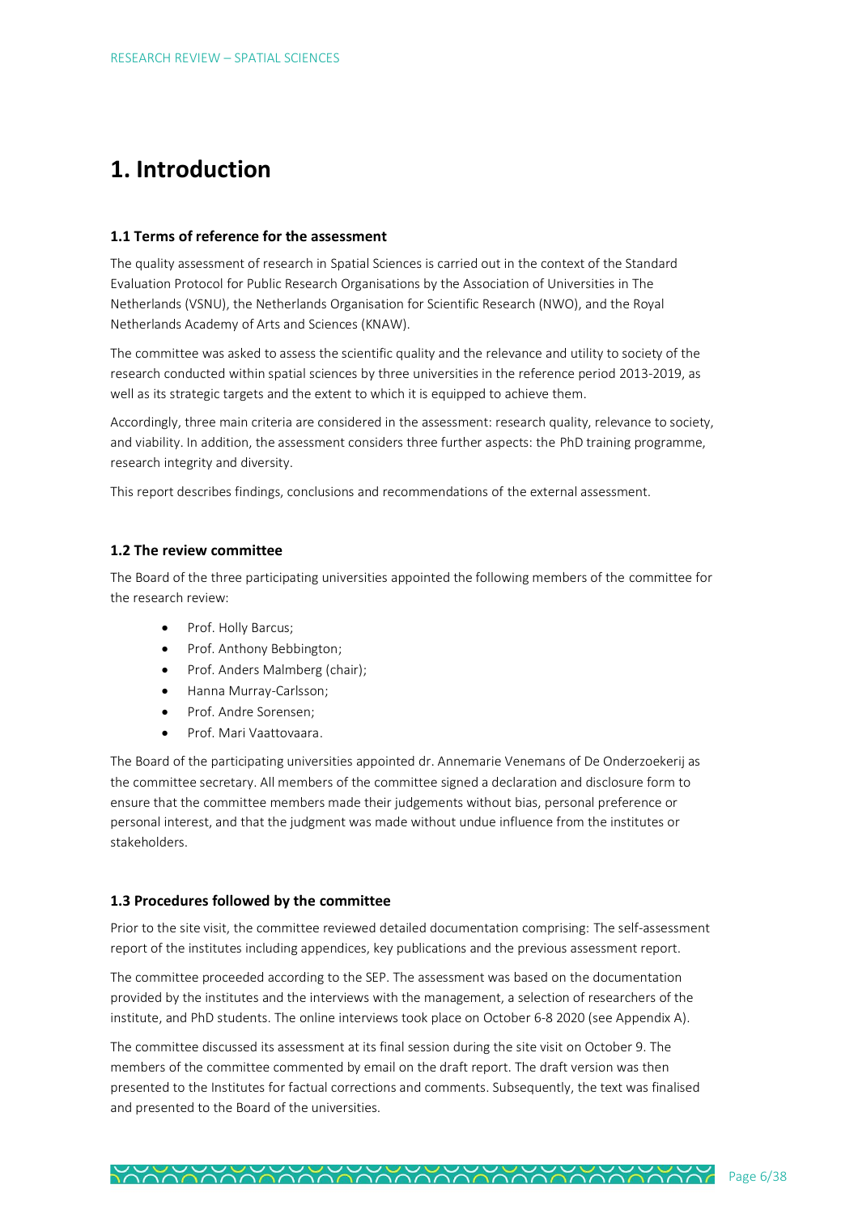# 1. Introduction

### 1.1 Terms of reference for the assessment

The quality assessment of research in Spatial Sciences is carried out in the context of the Standard Evaluation Protocol for Public Research Organisations by the Association of Universities in The Netherlands (VSNU), the Netherlands Organisation for Scientific Research (NWO), and the Royal Netherlands Academy of Arts and Sciences (KNAW).

The committee was asked to assess the scientific quality and the relevance and utility to society of the research conducted within spatial sciences by three universities in the reference period 2013-2019, as well as its strategic targets and the extent to which it is equipped to achieve them.

Accordingly, three main criteria are considered in the assessment: research quality, relevance to society, and viability. In addition, the assessment considers three further aspects: the PhD training programme, research integrity and diversity.

This report describes findings, conclusions and recommendations of the external assessment.

### 1.2 The review committee

The Board of the three participating universities appointed the following members of the committee for the research review:

- Prof. Holly Barcus;
- Prof. Anthony Bebbington;
- Prof. Anders Malmberg (chair);
- Hanna Murray-Carlsson;
- Prof. Andre Sorensen;
- Prof. Mari Vaattovaara.

The Board of the participating universities appointed dr. Annemarie Venemans of De Onderzoekerij as the committee secretary. All members of the committee signed a declaration and disclosure form to ensure that the committee members made their judgements without bias, personal preference or personal interest, and that the judgment was made without undue influence from the institutes or stakeholders.

### 1.3 Procedures followed by the committee

Prior to the site visit, the committee reviewed detailed documentation comprising: The self-assessment report of the institutes including appendices, key publications and the previous assessment report.

The committee proceeded according to the SEP. The assessment was based on the documentation provided by the institutes and the interviews with the management, a selection of researchers of the institute, and PhD students. The online interviews took place on October 6-8 2020 (see Appendix A).

The committee discussed its assessment at its final session during the site visit on October 9. The members of the committee commented by email on the draft report. The draft version was then presented to the Institutes for factual corrections and comments. Subsequently, the text was finalised and presented to the Board of the universities.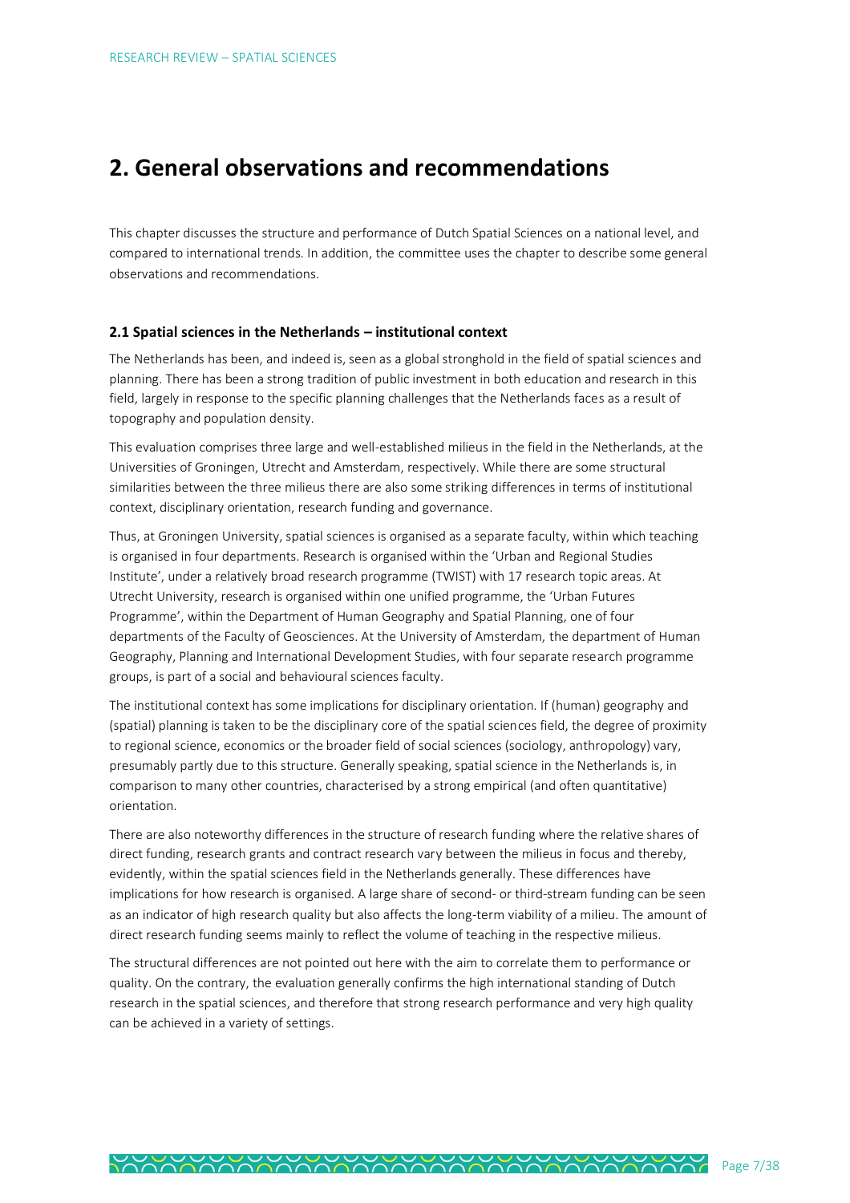# 2. General observations and recommendations

This chapter discusses the structure and performance of Dutch Spatial Sciences on a national level, and compared to international trends. In addition, the committee uses the chapter to describe some general observations and recommendations.

### 2.1 Spatial sciences in the Netherlands – institutional context

The Netherlands has been, and indeed is, seen as a global stronghold in the field of spatial sciences and planning. There has been a strong tradition of public investment in both education and research in this field, largely in response to the specific planning challenges that the Netherlands faces as a result of topography and population density.

This evaluation comprises three large and well-established milieus in the field in the Netherlands, at the Universities of Groningen, Utrecht and Amsterdam, respectively. While there are some structural similarities between the three milieus there are also some striking differences in terms of institutional context, disciplinary orientation, research funding and governance.

Thus, at Groningen University, spatial sciences is organised as a separate faculty, within which teaching is organised in four departments. Research is organised within the 'Urban and Regional Studies Institute', under a relatively broad research programme (TWIST) with 17 research topic areas. At Utrecht University, research is organised within one unified programme, the 'Urban Futures Programme', within the Department of Human Geography and Spatial Planning, one of four departments of the Faculty of Geosciences. At the University of Amsterdam, the department of Human Geography, Planning and International Development Studies, with four separate research programme groups, is part of a social and behavioural sciences faculty.

The institutional context has some implications for disciplinary orientation. If (human) geography and (spatial) planning is taken to be the disciplinary core of the spatial sciences field, the degree of proximity to regional science, economics or the broader field of social sciences (sociology, anthropology) vary, presumably partly due to this structure. Generally speaking, spatial science in the Netherlands is, in comparison to many other countries, characterised by a strong empirical (and often quantitative) orientation.

There are also noteworthy differences in the structure of research funding where the relative shares of direct funding, research grants and contract research vary between the milieus in focus and thereby, evidently, within the spatial sciences field in the Netherlands generally. These differences have implications for how research is organised. A large share of second- or third-stream funding can be seen as an indicator of high research quality but also affects the long-term viability of a milieu. The amount of direct research funding seems mainly to reflect the volume of teaching in the respective milieus.

The structural differences are not pointed out here with the aim to correlate them to performance or quality. On the contrary, the evaluation generally confirms the high international standing of Dutch research in the spatial sciences, and therefore that strong research performance and very high quality can be achieved in a variety of settings.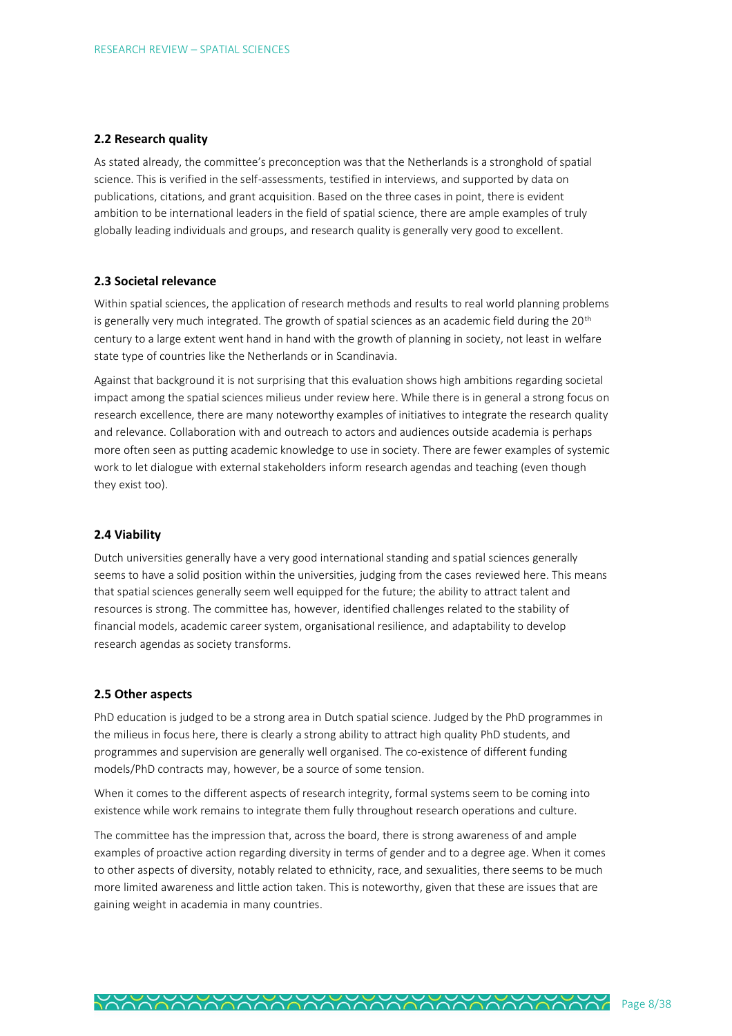### 2.2 Research quality

As stated already, the committee's preconception was that the Netherlands is a stronghold of spatial science. This is verified in the self-assessments, testified in interviews, and supported by data on publications, citations, and grant acquisition. Based on the three cases in point, there is evident ambition to be international leaders in the field of spatial science, there are ample examples of truly globally leading individuals and groups, and research quality is generally very good to excellent.

### 2.3 Societal relevance

Within spatial sciences, the application of research methods and results to real world planning problems is generally very much integrated. The growth of spatial sciences as an academic field during the 20th century to a large extent went hand in hand with the growth of planning in society, not least in welfare state type of countries like the Netherlands or in Scandinavia.

Against that background it is not surprising that this evaluation shows high ambitions regarding societal impact among the spatial sciences milieus under review here. While there is in general a strong focus on research excellence, there are many noteworthy examples of initiatives to integrate the research quality and relevance. Collaboration with and outreach to actors and audiences outside academia is perhaps more often seen as putting academic knowledge to use in society. There are fewer examples of systemic work to let dialogue with external stakeholders inform research agendas and teaching (even though they exist too).

### 2.4 Viability

Dutch universities generally have a very good international standing and spatial sciences generally seems to have a solid position within the universities, judging from the cases reviewed here. This means that spatial sciences generally seem well equipped for the future; the ability to attract talent and resources is strong. The committee has, however, identified challenges related to the stability of financial models, academic career system, organisational resilience, and adaptability to develop research agendas as society transforms.

### 2.5 Other aspects

PhD education is judged to be a strong area in Dutch spatial science. Judged by the PhD programmes in the milieus in focus here, there is clearly a strong ability to attract high quality PhD students, and programmes and supervision are generally well organised. The co-existence of different funding models/PhD contracts may, however, be a source of some tension.

When it comes to the different aspects of research integrity, formal systems seem to be coming into existence while work remains to integrate them fully throughout research operations and culture.

The committee has the impression that, across the board, there is strong awareness of and ample examples of proactive action regarding diversity in terms of gender and to a degree age. When it comes to other aspects of diversity, notably related to ethnicity, race, and sexualities, there seems to be much more limited awareness and little action taken. This is noteworthy, given that these are issues that are gaining weight in academia in many countries.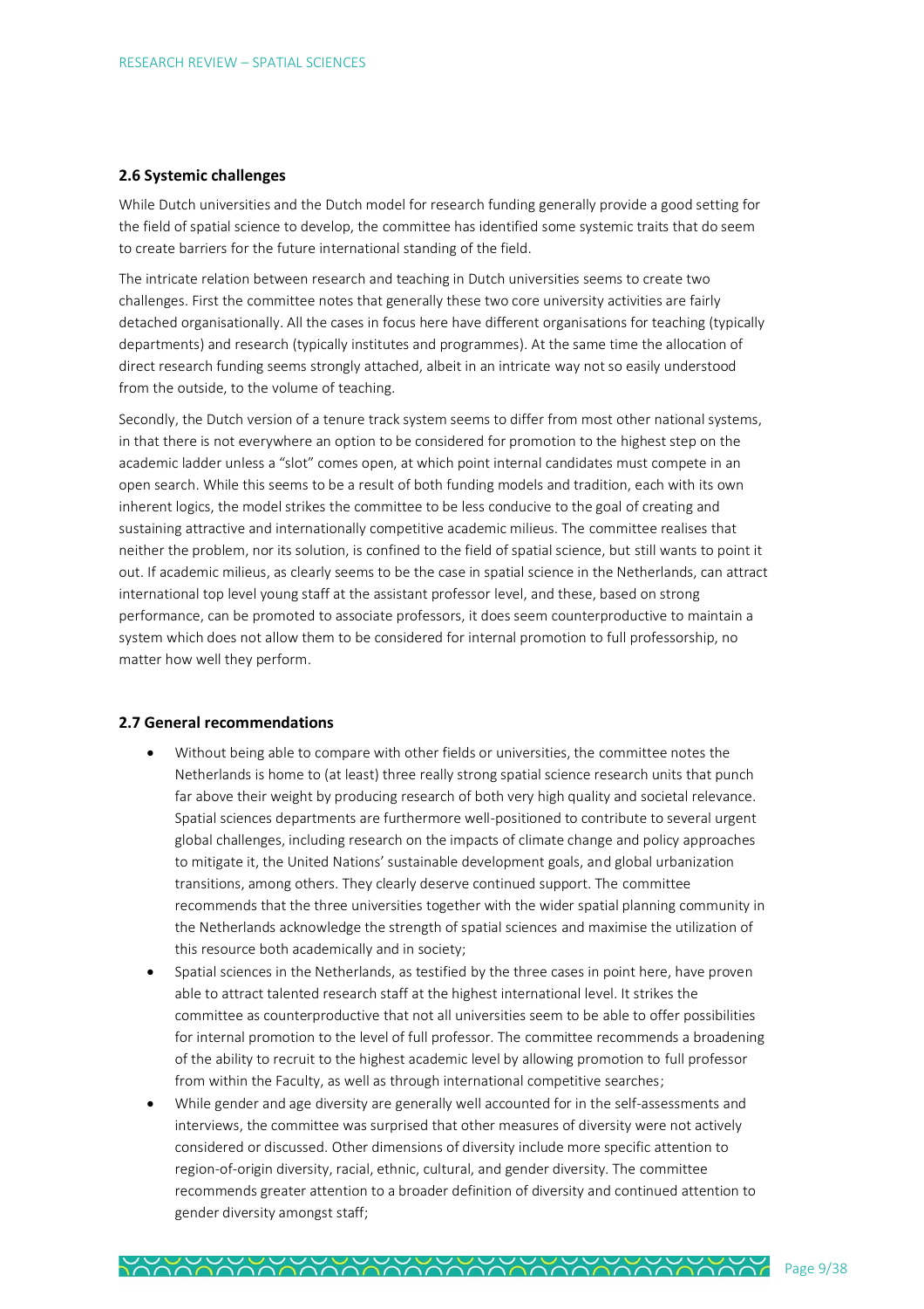### 2.6 Systemic challenges

While Dutch universities and the Dutch model for research funding generally provide a good setting for the field of spatial science to develop, the committee has identified some systemic traits that do seem to create barriers for the future international standing of the field.

The intricate relation between research and teaching in Dutch universities seems to create two challenges. First the committee notes that generally these two core university activities are fairly detached organisationally. All the cases in focus here have different organisations for teaching (typically departments) and research (typically institutes and programmes). At the same time the allocation of direct research funding seems strongly attached, albeit in an intricate way not so easily understood from the outside, to the volume of teaching.

Secondly, the Dutch version of a tenure track system seems to differ from most other national systems, in that there is not everywhere an option to be considered for promotion to the highest step on the academic ladder unless a "slot" comes open, at which point internal candidates must compete in an open search. While this seems to be a result of both funding models and tradition, each with its own inherent logics, the model strikes the committee to be less conducive to the goal of creating and sustaining attractive and internationally competitive academic milieus. The committee realises that neither the problem, nor its solution, is confined to the field of spatial science, but still wants to point it out. If academic milieus, as clearly seems to be the case in spatial science in the Netherlands, can attract international top level young staff at the assistant professor level, and these, based on strong performance, can be promoted to associate professors, it does seem counterproductive to maintain a system which does not allow them to be considered for internal promotion to full professorship, no matter how well they perform.

### 2.7 General recommendations

- Without being able to compare with other fields or universities, the committee notes the Netherlands is home to (at least) three really strong spatial science research units that punch far above their weight by producing research of both very high quality and societal relevance. Spatial sciences departments are furthermore well-positioned to contribute to several urgent global challenges, including research on the impacts of climate change and policy approaches to mitigate it, the United Nations' sustainable development goals, and global urbanization transitions, among others. They clearly deserve continued support. The committee recommends that the three universities together with the wider spatial planning community in the Netherlands acknowledge the strength of spatial sciences and maximise the utilization of this resource both academically and in society;
- Spatial sciences in the Netherlands, as testified by the three cases in point here, have proven able to attract talented research staff at the highest international level. It strikes the committee as counterproductive that not all universities seem to be able to offer possibilities for internal promotion to the level of full professor. The committee recommends a broadening of the ability to recruit to the highest academic level by allowing promotion to full professor from within the Faculty, as well as through international competitive searches;
- While gender and age diversity are generally well accounted for in the self-assessments and interviews, the committee was surprised that other measures of diversity were not actively considered or discussed. Other dimensions of diversity include more specific attention to region-of-origin diversity, racial, ethnic, cultural, and gender diversity. The committee recommends greater attention to a broader definition of diversity and continued attention to gender diversity amongst staff;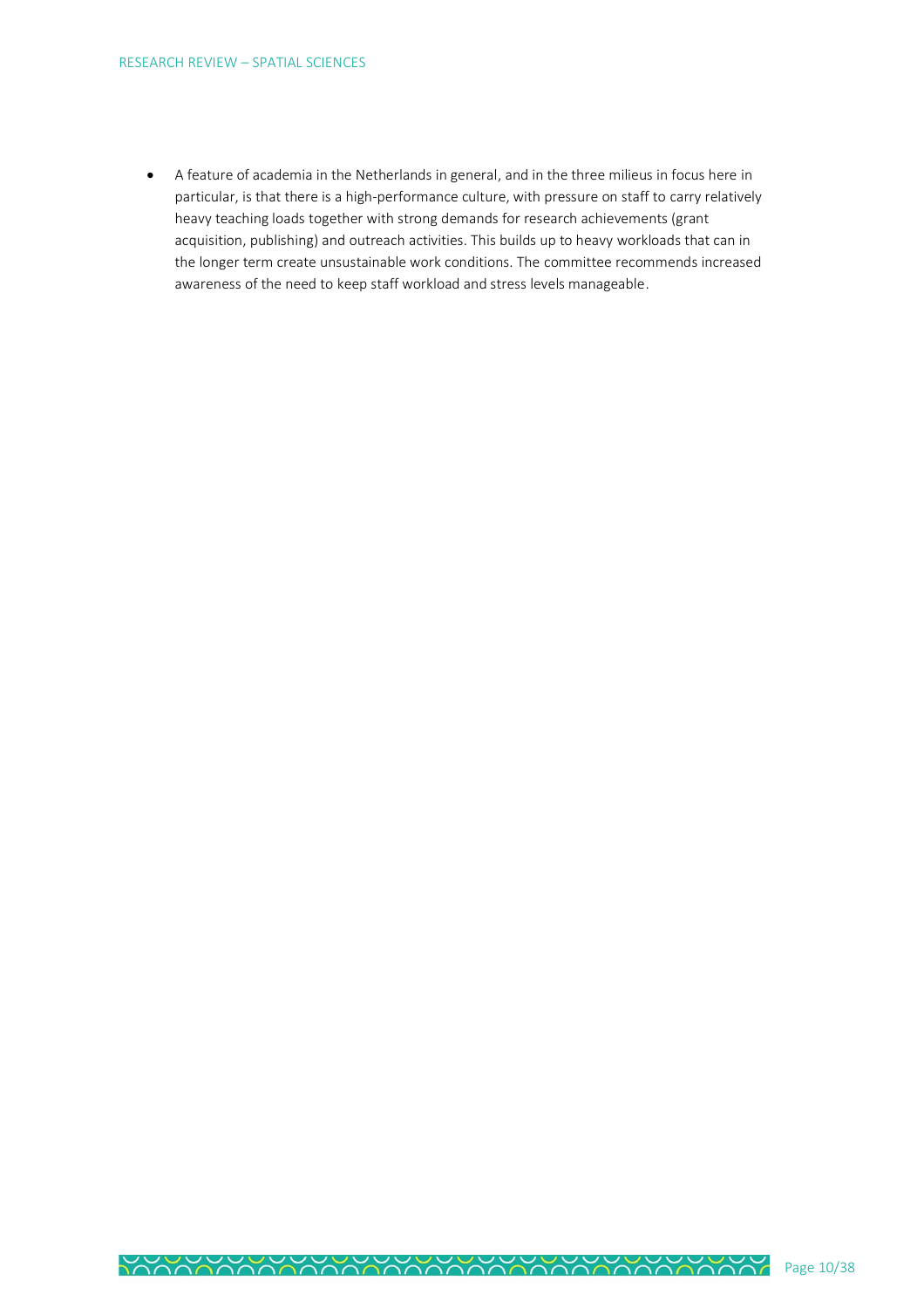- A feature of academia in the Netherlands in general, and in the three milieus in focus here in particular, is that there is a high-performance culture, with pressure on staff to carry relatively heavy teaching loads together with strong demands for research achievements (grant acquisition, publishing) and outreach activities. This builds up to heavy workloads that can in the longer term create unsustainable work conditions. The committee recommends increased awareness of the need to keep staff workload and stress levels manageable.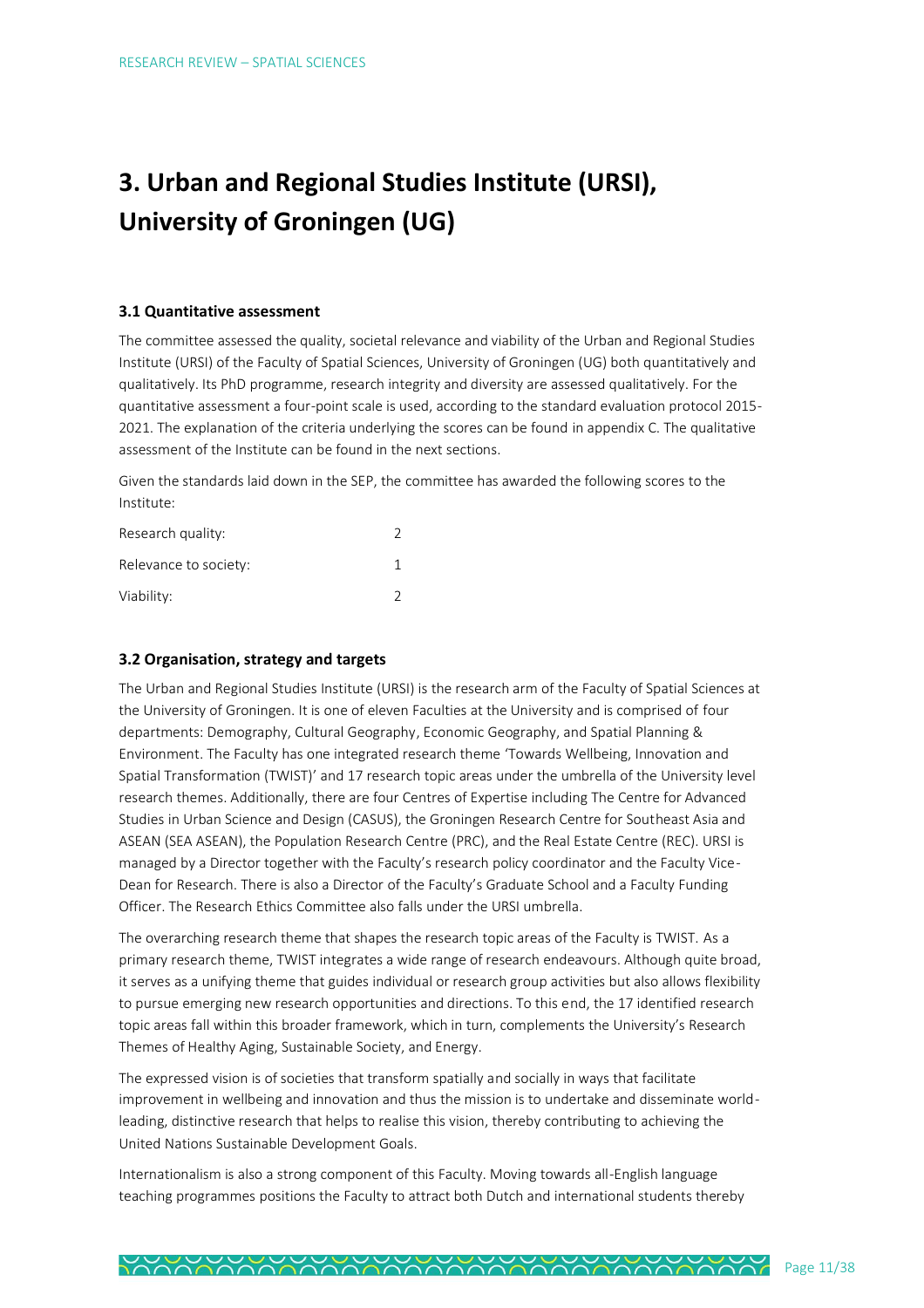# 3. Urban and Regional Studies Institute (URSI), University of Groningen (UG)

### 3.1 Quantitative assessment

The committee assessed the quality, societal relevance and viability of the Urban and Regional Studies Institute (URSI) of the Faculty of Spatial Sciences, University of Groningen (UG) both quantitatively and qualitatively. Its PhD programme, research integrity and diversity are assessed qualitatively. For the quantitative assessment a four-point scale is used, according to the standard evaluation protocol 2015-2021. The explanation of the criteria underlying the scores can be found in appendix C. The qualitative assessment of the Institute can be found in the next sections.

Given the standards laid down in the SEP, the committee has awarded the following scores to the Institute:

| | |
|---|---|
| Research quality: | 2 |
| Relevance to society: | 1 |
| Viability: | 2 |

### 3.2 Organisation, strategy and targets

The Urban and Regional Studies Institute (URSI) is the research arm of the Faculty of Spatial Sciences at the University of Groningen. It is one of eleven Faculties at the University and is comprised of four departments: Demography, Cultural Geography, Economic Geography, and Spatial Planning & Environment. The Faculty has one integrated research theme 'Towards Wellbeing, Innovation and Spatial Transformation (TWIST)' and 17 research topic areas under the umbrella of the University level research themes. Additionally, there are four Centres of Expertise including The Centre for Advanced Studies in Urban Science and Design (CASUS), the Groningen Research Centre for Southeast Asia and ASEAN (SEA ASEAN), the Population Research Centre (PRC), and the Real Estate Centre (REC). URSI is managed by a Director together with the Faculty's research policy coordinator and the Faculty Vice-Dean for Research. There is also a Director of the Faculty's Graduate School and a Faculty Funding Officer. The Research Ethics Committee also falls under the URSI umbrella.

The overarching research theme that shapes the research topic areas of the Faculty is TWIST. As a primary research theme, TWIST integrates a wide range of research endeavours. Although quite broad, it serves as a unifying theme that guides individual or research group activities but also allows flexibility to pursue emerging new research opportunities and directions. To this end, the 17 identified research topic areas fall within this broader framework, which in turn, complements the University's Research Themes of Healthy Aging, Sustainable Society, and Energy.

The expressed vision is of societies that transform spatially and socially in ways that facilitate improvement in wellbeing and innovation and thus the mission is to undertake and disseminate world-leading, distinctive research that helps to realise this vision, thereby contributing to achieving the United Nations Sustainable Development Goals.

Internationalism is also a strong component of this Faculty. Moving towards all-English language teaching programmes positions the Faculty to attract both Dutch and international students thereby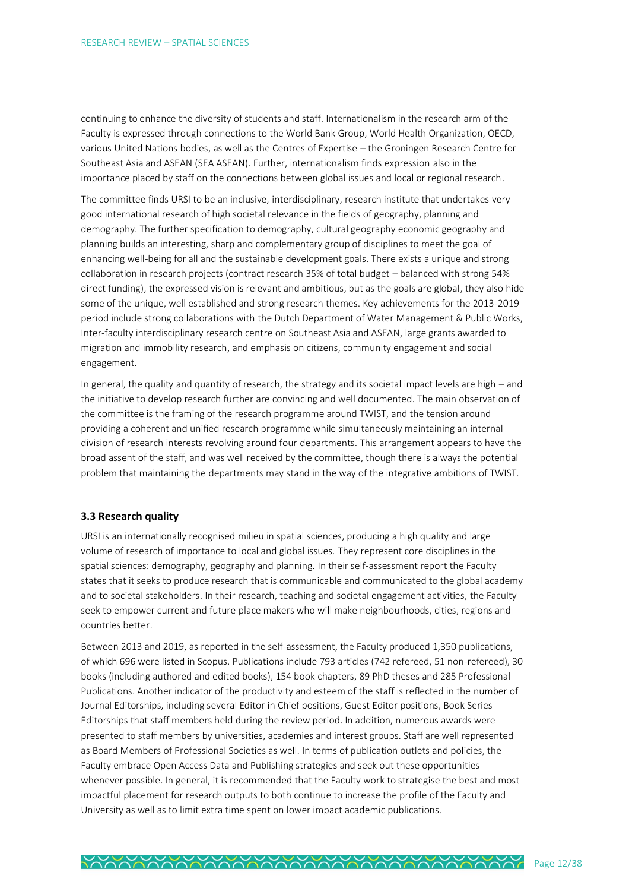continuing to enhance the diversity of students and staff. Internationalism in the research arm of the Faculty is expressed through connections to the World Bank Group, World Health Organization, OECD, various United Nations bodies, as well as the Centres of Expertise – the Groningen Research Centre for Southeast Asia and ASEAN (SEA ASEAN). Further, internationalism finds expression also in the importance placed by staff on the connections between global issues and local or regional research.

The committee finds URSI to be an inclusive, interdisciplinary, research institute that undertakes very good international research of high societal relevance in the fields of geography, planning and demography. The further specification to demography, cultural geography economic geography and planning builds an interesting, sharp and complementary group of disciplines to meet the goal of enhancing well-being for all and the sustainable development goals. There exists a unique and strong collaboration in research projects (contract research 35% of total budget – balanced with strong 54% direct funding), the expressed vision is relevant and ambitious, but as the goals are global, they also hide some of the unique, well established and strong research themes. Key achievements for the 2013-2019 period include strong collaborations with the Dutch Department of Water Management & Public Works, Inter-faculty interdisciplinary research centre on Southeast Asia and ASEAN, large grants awarded to migration and immobility research, and emphasis on citizens, community engagement and social engagement.

In general, the quality and quantity of research, the strategy and its societal impact levels are high – and the initiative to develop research further are convincing and well documented. The main observation of the committee is the framing of the research programme around TWIST, and the tension around providing a coherent and unified research programme while simultaneously maintaining an internal division of research interests revolving around four departments. This arrangement appears to have the broad assent of the staff, and was well received by the committee, though there is always the potential problem that maintaining the departments may stand in the way of the integrative ambitions of TWIST.

### 3.3 Research quality

URSI is an internationally recognised milieu in spatial sciences, producing a high quality and large volume of research of importance to local and global issues. They represent core disciplines in the spatial sciences: demography, geography and planning. In their self-assessment report the Faculty states that it seeks to produce research that is communicable and communicated to the global academy and to societal stakeholders. In their research, teaching and societal engagement activities, the Faculty seek to empower current and future place makers who will make neighbourhoods, cities, regions and countries better.

Between 2013 and 2019, as reported in the self-assessment, the Faculty produced 1,350 publications, of which 696 were listed in Scopus. Publications include 793 articles (742 refereed, 51 non-refereed), 30 books (including authored and edited books), 154 book chapters, 89 PhD theses and 285 Professional Publications. Another indicator of the productivity and esteem of the staff is reflected in the number of Journal Editorships, including several Editor in Chief positions, Guest Editor positions, Book Series Editorships that staff members held during the review period. In addition, numerous awards were presented to staff members by universities, academies and interest groups. Staff are well represented as Board Members of Professional Societies as well. In terms of publication outlets and policies, the Faculty embrace Open Access Data and Publishing strategies and seek out these opportunities whenever possible. In general, it is recommended that the Faculty work to strategise the best and most impactful placement for research outputs to both continue to increase the profile of the Faculty and University as well as to limit extra time spent on lower impact academic publications.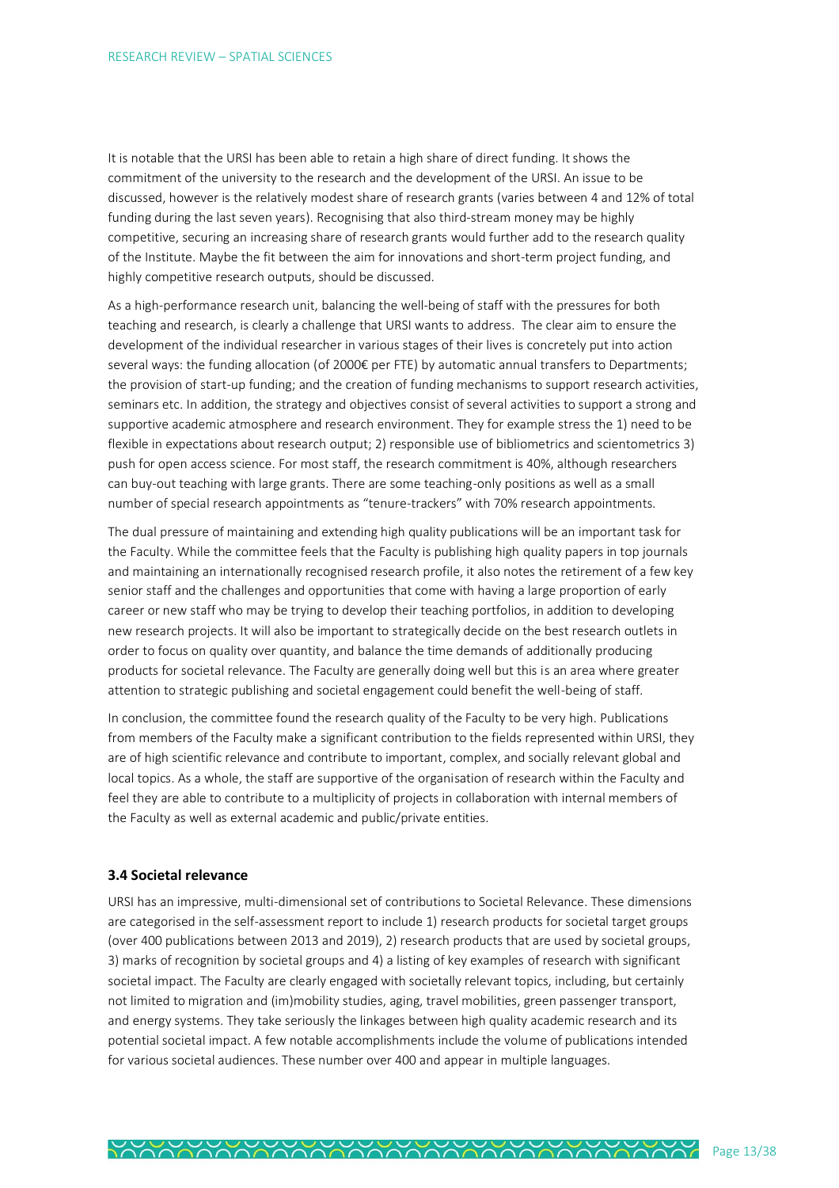It is notable that the URSI has been able to retain a high share of direct funding. It shows the commitment of the university to the research and the development of the URSI. An issue to be discussed, however is the relatively modest share of research grants (varies between 4 and 12% of total funding during the last seven years). Recognising that also third-stream money may be highly competitive, securing an increasing share of research grants would further add to the research quality of the Institute. Maybe the fit between the aim for innovations and short-term project funding, and highly competitive research outputs, should be discussed.

As a high-performance research unit, balancing the well-being of staff with the pressures for both teaching and research, is clearly a challenge that URSI wants to address. The clear aim to ensure the development of the individual researcher in various stages of their lives is concretely put into action several ways: the funding allocation (of 2000€ per FTE) by automatic annual transfers to Departments; the provision of start-up funding; and the creation of funding mechanisms to support research activities, seminars etc. In addition, the strategy and objectives consist of several activities to support a strong and supportive academic atmosphere and research environment. They for example stress the 1) need to be flexible in expectations about research output; 2) responsible use of bibliometrics and scientometrics 3) push for open access science. For most staff, the research commitment is 40%, although researchers can buy-out teaching with large grants. There are some teaching-only positions as well as a small number of special research appointments as "tenure-trackers" with 70% research appointments.

The dual pressure of maintaining and extending high quality publications will be an important task for the Faculty. While the committee feels that the Faculty is publishing high quality papers in top journals and maintaining an internationally recognised research profile, it also notes the retirement of a few key senior staff and the challenges and opportunities that come with having a large proportion of early career or new staff who may be trying to develop their teaching portfolios, in addition to developing new research projects. It will also be important to strategically decide on the best research outlets in order to focus on quality over quantity, and balance the time demands of additionally producing products for societal relevance. The Faculty are generally doing well but this is an area where greater attention to strategic publishing and societal engagement could benefit the well-being of staff.

In conclusion, the committee found the research quality of the Faculty to be very high. Publications from members of the Faculty make a significant contribution to the fields represented within URSI, they are of high scientific relevance and contribute to important, complex, and socially relevant global and local topics. As a whole, the staff are supportive of the organisation of research within the Faculty and feel they are able to contribute to a multiplicity of projects in collaboration with internal members of the Faculty as well as external academic and public/private entities.

### 3.4 Societal relevance

URSI has an impressive, multi-dimensional set of contributions to Societal Relevance. These dimensions are categorised in the self-assessment report to include 1) research products for societal target groups (over 400 publications between 2013 and 2019), 2) research products that are used by societal groups, 3) marks of recognition by societal groups and 4) a listing of key examples of research with significant societal impact. The Faculty are clearly engaged with societally relevant topics, including, but certainly not limited to migration and (im)mobility studies, aging, travel mobilities, green passenger transport, and energy systems. They take seriously the linkages between high quality academic research and its potential societal impact. A few notable accomplishments include the volume of publications intended for various societal audiences. These number over 400 and appear in multiple languages.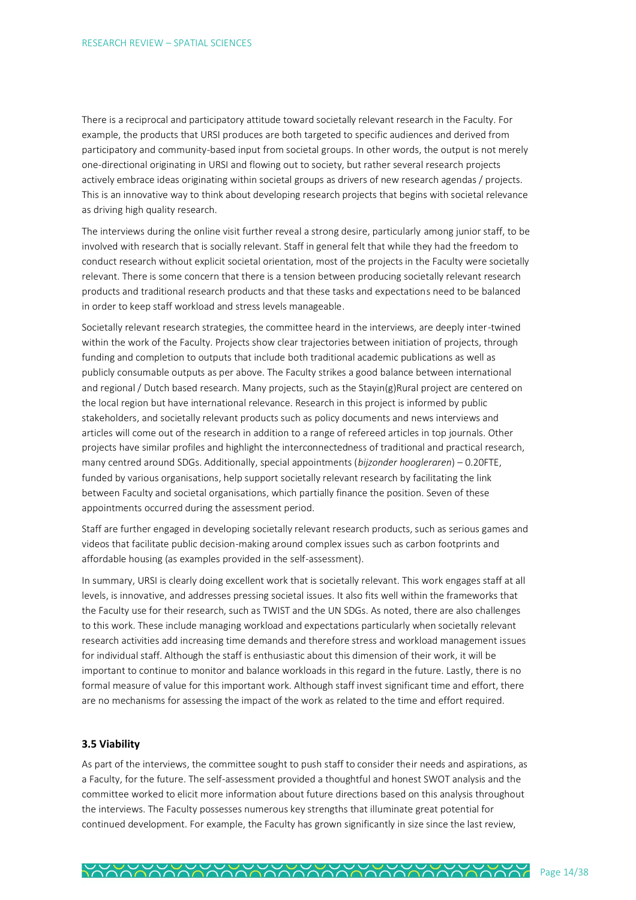There is a reciprocal and participatory attitude toward societally relevant research in the Faculty. For example, the products that URSI produces are both targeted to specific audiences and derived from participatory and community-based input from societal groups. In other words, the output is not merely one-directional originating in URSI and flowing out to society, but rather several research projects actively embrace ideas originating within societal groups as drivers of new research agendas / projects. This is an innovative way to think about developing research projects that begins with societal relevance as driving high quality research.

The interviews during the online visit further reveal a strong desire, particularly among junior staff, to be involved with research that is socially relevant. Staff in general felt that while they had the freedom to conduct research without explicit societal orientation, most of the projects in the Faculty were societally relevant. There is some concern that there is a tension between producing societally relevant research products and traditional research products and that these tasks and expectations need to be balanced in order to keep staff workload and stress levels manageable.

Societally relevant research strategies, the committee heard in the interviews, are deeply inter-twined within the work of the Faculty. Projects show clear trajectories between initiation of projects, through funding and completion to outputs that include both traditional academic publications as well as publicly consumable outputs as per above. The Faculty strikes a good balance between international and regional / Dutch based research. Many projects, such as the Stayin(g)Rural project are centered on the local region but have international relevance. Research in this project is informed by public stakeholders, and societally relevant products such as policy documents and news interviews and articles will come out of the research in addition to a range of refereed articles in top journals. Other projects have similar profiles and highlight the interconnectedness of traditional and practical research, many centred around SDGs. Additionally, special appointments (*bijzonder hoogleraren*) – 0.20FTE, funded by various organisations, help support societally relevant research by facilitating the link between Faculty and societal organisations, which partially finance the position. Seven of these appointments occurred during the assessment period.

Staff are further engaged in developing societally relevant research products, such as serious games and videos that facilitate public decision-making around complex issues such as carbon footprints and affordable housing (as examples provided in the self-assessment).

In summary, URSI is clearly doing excellent work that is societally relevant. This work engages staff at all levels, is innovative, and addresses pressing societal issues. It also fits well within the frameworks that the Faculty use for their research, such as TWIST and the UN SDGs. As noted, there are also challenges to this work. These include managing workload and expectations particularly when societally relevant research activities add increasing time demands and therefore stress and workload management issues for individual staff. Although the staff is enthusiastic about this dimension of their work, it will be important to continue to monitor and balance workloads in this regard in the future. Lastly, there is no formal measure of value for this important work. Although staff invest significant time and effort, there are no mechanisms for assessing the impact of the work as related to the time and effort required.

### 3.5 Viability

As part of the interviews, the committee sought to push staff to consider their needs and aspirations, as a Faculty, for the future. The self-assessment provided a thoughtful and honest SWOT analysis and the committee worked to elicit more information about future directions based on this analysis throughout the interviews. The Faculty possesses numerous key strengths that illuminate great potential for continued development. For example, the Faculty has grown significantly in size since the last review,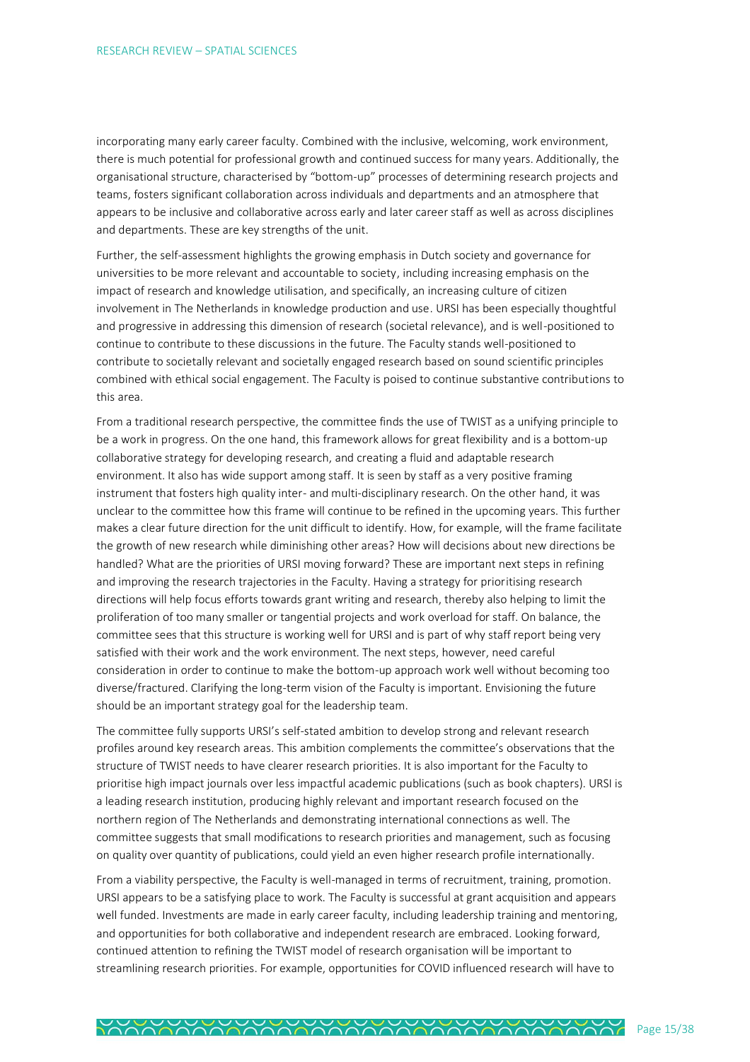incorporating many early career faculty. Combined with the inclusive, welcoming, work environment, there is much potential for professional growth and continued success for many years. Additionally, the organisational structure, characterised by "bottom-up" processes of determining research projects and teams, fosters significant collaboration across individuals and departments and an atmosphere that appears to be inclusive and collaborative across early and later career staff as well as across disciplines and departments. These are key strengths of the unit.

Further, the self-assessment highlights the growing emphasis in Dutch society and governance for universities to be more relevant and accountable to society, including increasing emphasis on the impact of research and knowledge utilisation, and specifically, an increasing culture of citizen involvement in The Netherlands in knowledge production and use. URSI has been especially thoughtful and progressive in addressing this dimension of research (societal relevance), and is well-positioned to continue to contribute to these discussions in the future. The Faculty stands well-positioned to contribute to societally relevant and societally engaged research based on sound scientific principles combined with ethical social engagement. The Faculty is poised to continue substantive contributions to this area.

From a traditional research perspective, the committee finds the use of TWIST as a unifying principle to be a work in progress. On the one hand, this framework allows for great flexibility and is a bottom-up collaborative strategy for developing research, and creating a fluid and adaptable research environment. It also has wide support among staff. It is seen by staff as a very positive framing instrument that fosters high quality inter- and multi-disciplinary research. On the other hand, it was unclear to the committee how this frame will continue to be refined in the upcoming years. This further makes a clear future direction for the unit difficult to identify. How, for example, will the frame facilitate the growth of new research while diminishing other areas? How will decisions about new directions be handled? What are the priorities of URSI moving forward? These are important next steps in refining and improving the research trajectories in the Faculty. Having a strategy for prioritising research directions will help focus efforts towards grant writing and research, thereby also helping to limit the proliferation of too many smaller or tangential projects and work overload for staff. On balance, the committee sees that this structure is working well for URSI and is part of why staff report being very satisfied with their work and the work environment. The next steps, however, need careful consideration in order to continue to make the bottom-up approach work well without becoming too diverse/fractured. Clarifying the long-term vision of the Faculty is important. Envisioning the future should be an important strategy goal for the leadership team.

The committee fully supports URSI's self-stated ambition to develop strong and relevant research profiles around key research areas. This ambition complements the committee's observations that the structure of TWIST needs to have clearer research priorities. It is also important for the Faculty to prioritise high impact journals over less impactful academic publications (such as book chapters). URSI is a leading research institution, producing highly relevant and important research focused on the northern region of The Netherlands and demonstrating international connections as well. The committee suggests that small modifications to research priorities and management, such as focusing on quality over quantity of publications, could yield an even higher research profile internationally.

From a viability perspective, the Faculty is well-managed in terms of recruitment, training, promotion. URSI appears to be a satisfying place to work. The Faculty is successful at grant acquisition and appears well funded. Investments are made in early career faculty, including leadership training and mentoring, and opportunities for both collaborative and independent research are embraced. Looking forward, continued attention to refining the TWIST model of research organisation will be important to streamlining research priorities. For example, opportunities for COVID influenced research will have to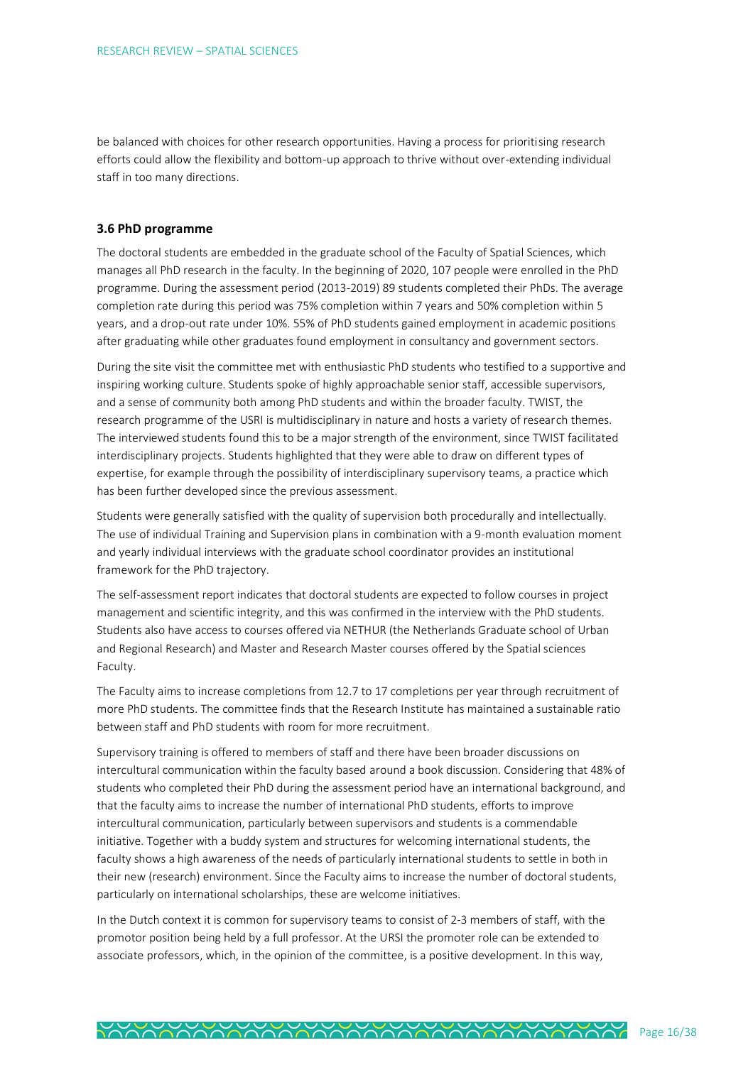be balanced with choices for other research opportunities. Having a process for prioritising research efforts could allow the flexibility and bottom-up approach to thrive without over-extending individual staff in too many directions.

### 3.6 PhD programme

The doctoral students are embedded in the graduate school of the Faculty of Spatial Sciences, which manages all PhD research in the faculty. In the beginning of 2020, 107 people were enrolled in the PhD programme. During the assessment period (2013-2019) 89 students completed their PhDs. The average completion rate during this period was 75% completion within 7 years and 50% completion within 5 years, and a drop-out rate under 10%. 55% of PhD students gained employment in academic positions after graduating while other graduates found employment in consultancy and government sectors.

During the site visit the committee met with enthusiastic PhD students who testified to a supportive and inspiring working culture. Students spoke of highly approachable senior staff, accessible supervisors, and a sense of community both among PhD students and within the broader faculty. TWIST, the research programme of the USRI is multidisciplinary in nature and hosts a variety of research themes. The interviewed students found this to be a major strength of the environment, since TWIST facilitated interdisciplinary projects. Students highlighted that they were able to draw on different types of expertise, for example through the possibility of interdisciplinary supervisory teams, a practice which has been further developed since the previous assessment.

Students were generally satisfied with the quality of supervision both procedurally and intellectually. The use of individual Training and Supervision plans in combination with a 9-month evaluation moment and yearly individual interviews with the graduate school coordinator provides an institutional framework for the PhD trajectory.

The self-assessment report indicates that doctoral students are expected to follow courses in project management and scientific integrity, and this was confirmed in the interview with the PhD students. Students also have access to courses offered via NETHUR (the Netherlands Graduate school of Urban and Regional Research) and Master and Research Master courses offered by the Spatial sciences Faculty.

The Faculty aims to increase completions from 12.7 to 17 completions per year through recruitment of more PhD students. The committee finds that the Research Institute has maintained a sustainable ratio between staff and PhD students with room for more recruitment.

Supervisory training is offered to members of staff and there have been broader discussions on intercultural communication within the faculty based around a book discussion. Considering that 48% of students who completed their PhD during the assessment period have an international background, and that the faculty aims to increase the number of international PhD students, efforts to improve intercultural communication, particularly between supervisors and students is a commendable initiative. Together with a buddy system and structures for welcoming international students, the faculty shows a high awareness of the needs of particularly international students to settle in both in their new (research) environment. Since the Faculty aims to increase the number of doctoral students, particularly on international scholarships, these are welcome initiatives.

In the Dutch context it is common for supervisory teams to consist of 2-3 members of staff, with the promotor position being held by a full professor. At the URSI the promoter role can be extended to associate professors, which, in the opinion of the committee, is a positive development. In this way,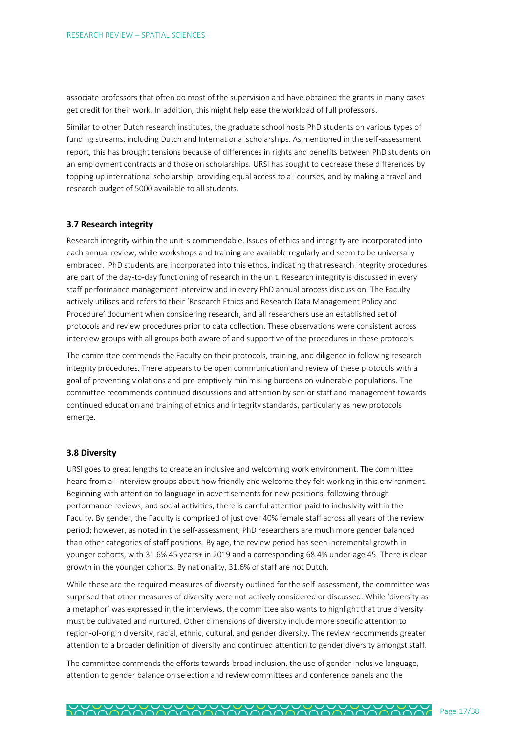associate professors that often do most of the supervision and have obtained the grants in many cases get credit for their work. In addition, this might help ease the workload of full professors.

Similar to other Dutch research institutes, the graduate school hosts PhD students on various types of funding streams, including Dutch and International scholarships. As mentioned in the self-assessment report, this has brought tensions because of differences in rights and benefits between PhD students on an employment contracts and those on scholarships. URSI has sought to decrease these differences by topping up international scholarship, providing equal access to all courses, and by making a travel and research budget of 5000 available to all students.

### 3.7 Research integrity

Research integrity within the unit is commendable. Issues of ethics and integrity are incorporated into each annual review, while workshops and training are available regularly and seem to be universally embraced. PhD students are incorporated into this ethos, indicating that research integrity procedures are part of the day-to-day functioning of research in the unit. Research integrity is discussed in every staff performance management interview and in every PhD annual process discussion. The Faculty actively utilises and refers to their 'Research Ethics and Research Data Management Policy and Procedure' document when considering research, and all researchers use an established set of protocols and review procedures prior to data collection. These observations were consistent across interview groups with all groups both aware of and supportive of the procedures in these protocols.

The committee commends the Faculty on their protocols, training, and diligence in following research integrity procedures. There appears to be open communication and review of these protocols with a goal of preventing violations and pre-emptively minimising burdens on vulnerable populations. The committee recommends continued discussions and attention by senior staff and management towards continued education and training of ethics and integrity standards, particularly as new protocols emerge.

### 3.8 Diversity

URSI goes to great lengths to create an inclusive and welcoming work environment. The committee heard from all interview groups about how friendly and welcome they felt working in this environment. Beginning with attention to language in advertisements for new positions, following through performance reviews, and social activities, there is careful attention paid to inclusivity within the Faculty. By gender, the Faculty is comprised of just over 40% female staff across all years of the review period; however, as noted in the self-assessment, PhD researchers are much more gender balanced than other categories of staff positions. By age, the review period has seen incremental growth in younger cohorts, with 31.6% 45 years+ in 2019 and a corresponding 68.4% under age 45. There is clear growth in the younger cohorts. By nationality, 31.6% of staff are not Dutch.

While these are the required measures of diversity outlined for the self-assessment, the committee was surprised that other measures of diversity were not actively considered or discussed. While 'diversity as a metaphor' was expressed in the interviews, the committee also wants to highlight that true diversity must be cultivated and nurtured. Other dimensions of diversity include more specific attention to region-of-origin diversity, racial, ethnic, cultural, and gender diversity. The review recommends greater attention to a broader definition of diversity and continued attention to gender diversity amongst staff.

The committee commends the efforts towards broad inclusion, the use of gender inclusive language, attention to gender balance on selection and review committees and conference panels and the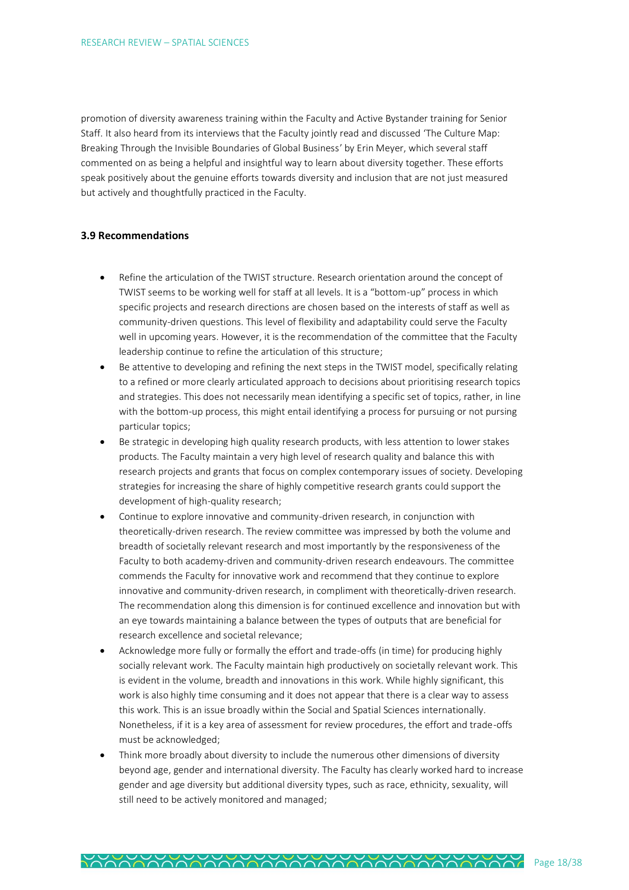promotion of diversity awareness training within the Faculty and Active Bystander training for Senior Staff. It also heard from its interviews that the Faculty jointly read and discussed 'The Culture Map: Breaking Through the Invisible Boundaries of Global Business' by Erin Meyer, which several staff commented on as being a helpful and insightful way to learn about diversity together. These efforts speak positively about the genuine efforts towards diversity and inclusion that are not just measured but actively and thoughtfully practiced in the Faculty.

### 3.9 Recommendations

- Refine the articulation of the TWIST structure. Research orientation around the concept of TWIST seems to be working well for staff at all levels. It is a "bottom-up" process in which specific projects and research directions are chosen based on the interests of staff as well as community-driven questions. This level of flexibility and adaptability could serve the Faculty well in upcoming years. However, it is the recommendation of the committee that the Faculty leadership continue to refine the articulation of this structure;
- Be attentive to developing and refining the next steps in the TWIST model, specifically relating to a refined or more clearly articulated approach to decisions about prioritising research topics and strategies. This does not necessarily mean identifying a specific set of topics, rather, in line with the bottom-up process, this might entail identifying a process for pursuing or not pursing particular topics;
- Be strategic in developing high quality research products, with less attention to lower stakes products. The Faculty maintain a very high level of research quality and balance this with research projects and grants that focus on complex contemporary issues of society. Developing strategies for increasing the share of highly competitive research grants could support the development of high-quality research;
- Continue to explore innovative and community-driven research, in conjunction with theoretically-driven research. The review committee was impressed by both the volume and breadth of societally relevant research and most importantly by the responsiveness of the Faculty to both academy-driven and community-driven research endeavours. The committee commends the Faculty for innovative work and recommend that they continue to explore innovative and community-driven research, in compliment with theoretically-driven research. The recommendation along this dimension is for continued excellence and innovation but with an eye towards maintaining a balance between the types of outputs that are beneficial for research excellence and societal relevance;
- Acknowledge more fully or formally the effort and trade-offs (in time) for producing highly socially relevant work. The Faculty maintain high productively on societally relevant work. This is evident in the volume, breadth and innovations in this work. While highly significant, this work is also highly time consuming and it does not appear that there is a clear way to assess this work. This is an issue broadly within the Social and Spatial Sciences internationally. Nonetheless, if it is a key area of assessment for review procedures, the effort and trade-offs must be acknowledged;
- Think more broadly about diversity to include the numerous other dimensions of diversity beyond age, gender and international diversity. The Faculty has clearly worked hard to increase gender and age diversity but additional diversity types, such as race, ethnicity, sexuality, will still need to be actively monitored and managed;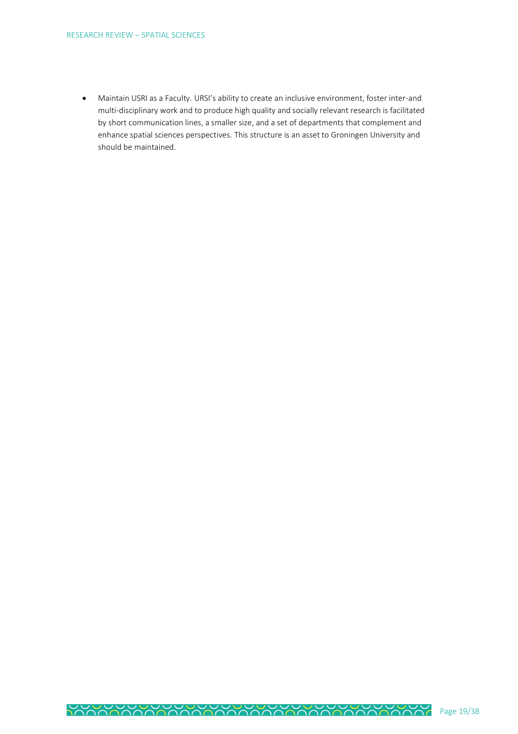- Maintain USRI as a Faculty. URSI's ability to create an inclusive environment, foster inter-and multi-disciplinary work and to produce high quality and socially relevant research is facilitated by short communication lines, a smaller size, and a set of departments that complement and enhance spatial sciences perspectives. This structure is an asset to Groningen University and should be maintained.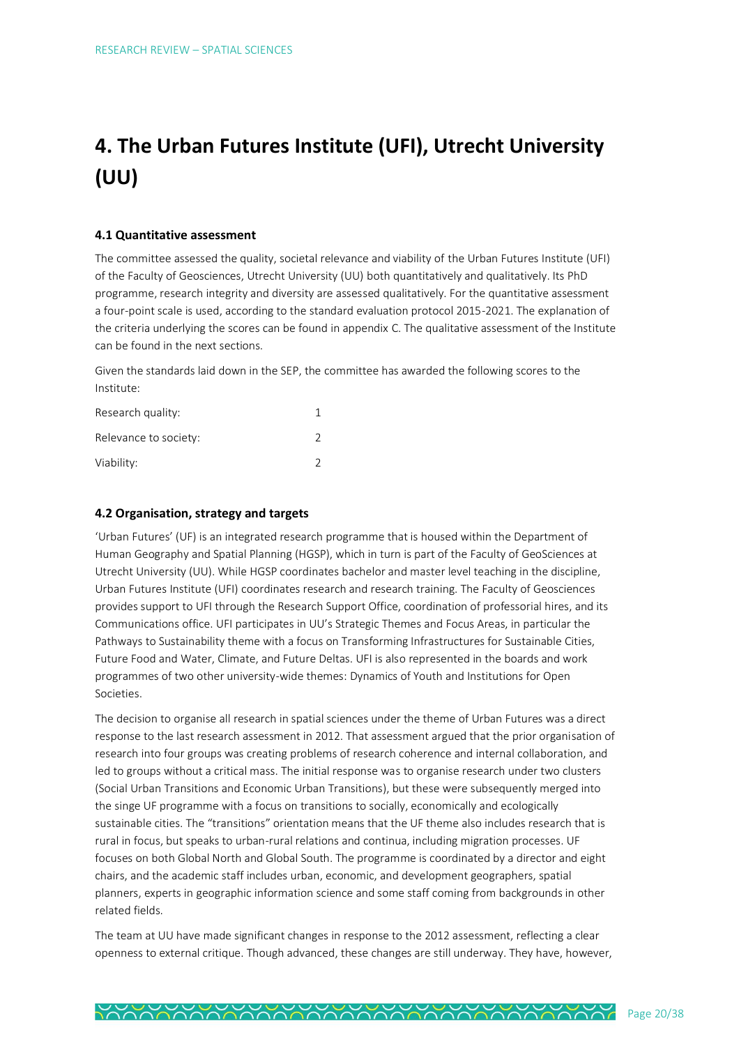# 4. The Urban Futures Institute (UFI), Utrecht University (UU)

### 4.1 Quantitative assessment

The committee assessed the quality, societal relevance and viability of the Urban Futures Institute (UFI) of the Faculty of Geosciences, Utrecht University (UU) both quantitatively and qualitatively. Its PhD programme, research integrity and diversity are assessed qualitatively. For the quantitative assessment a four-point scale is used, according to the standard evaluation protocol 2015-2021. The explanation of the criteria underlying the scores can be found in appendix C. The qualitative assessment of the Institute can be found in the next sections.

Given the standards laid down in the SEP, the committee has awarded the following scores to the Institute:

| | |
|---|---|
| Research quality: | 1 |
| Relevance to society: | 2 |
| Viability: | 2 |

### 4.2 Organisation, strategy and targets

'Urban Futures' (UF) is an integrated research programme that is housed within the Department of Human Geography and Spatial Planning (HGSP), which in turn is part of the Faculty of GeoSciences at Utrecht University (UU). While HGSP coordinates bachelor and master level teaching in the discipline, Urban Futures Institute (UFI) coordinates research and research training. The Faculty of Geosciences provides support to UFI through the Research Support Office, coordination of professorial hires, and its Communications office. UFI participates in UU's Strategic Themes and Focus Areas, in particular the Pathways to Sustainability theme with a focus on Transforming Infrastructures for Sustainable Cities, Future Food and Water, Climate, and Future Deltas. UFI is also represented in the boards and work programmes of two other university-wide themes: Dynamics of Youth and Institutions for Open Societies.

The decision to organise all research in spatial sciences under the theme of Urban Futures was a direct response to the last research assessment in 2012. That assessment argued that the prior organisation of research into four groups was creating problems of research coherence and internal collaboration, and led to groups without a critical mass. The initial response was to organise research under two clusters (Social Urban Transitions and Economic Urban Transitions), but these were subsequently merged into the singe UF programme with a focus on transitions to socially, economically and ecologically sustainable cities. The "transitions" orientation means that the UF theme also includes research that is rural in focus, but speaks to urban-rural relations and continua, including migration processes. UF focuses on both Global North and Global South. The programme is coordinated by a director and eight chairs, and the academic staff includes urban, economic, and development geographers, spatial planners, experts in geographic information science and some staff coming from backgrounds in other related fields.

The team at UU have made significant changes in response to the 2012 assessment, reflecting a clear openness to external critique. Though advanced, these changes are still underway. They have, however,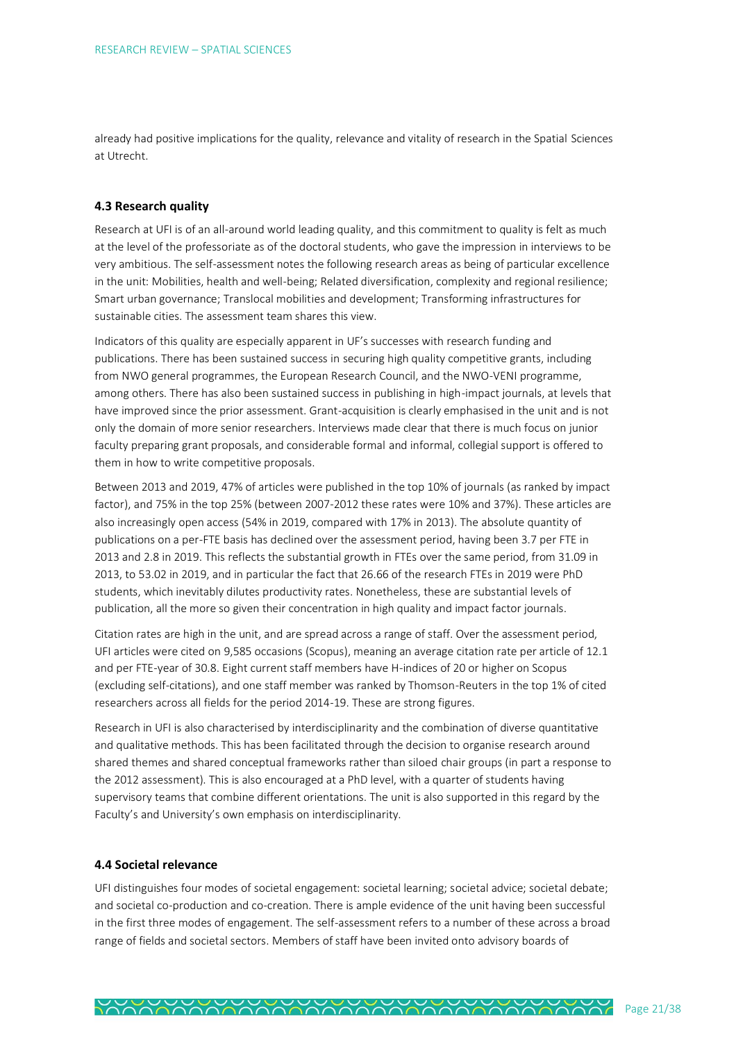already had positive implications for the quality, relevance and vitality of research in the Spatial Sciences at Utrecht.

### 4.3 Research quality

Research at UFI is of an all-around world leading quality, and this commitment to quality is felt as much at the level of the professoriate as of the doctoral students, who gave the impression in interviews to be very ambitious. The self-assessment notes the following research areas as being of particular excellence in the unit: Mobilities, health and well-being; Related diversification, complexity and regional resilience; Smart urban governance; Translocal mobilities and development; Transforming infrastructures for sustainable cities. The assessment team shares this view.

Indicators of this quality are especially apparent in UF's successes with research funding and publications. There has been sustained success in securing high quality competitive grants, including from NWO general programmes, the European Research Council, and the NWO-VENI programme, among others. There has also been sustained success in publishing in high-impact journals, at levels that have improved since the prior assessment. Grant-acquisition is clearly emphasised in the unit and is not only the domain of more senior researchers. Interviews made clear that there is much focus on junior faculty preparing grant proposals, and considerable formal and informal, collegial support is offered to them in how to write competitive proposals.

Between 2013 and 2019, 47% of articles were published in the top 10% of journals (as ranked by impact factor), and 75% in the top 25% (between 2007-2012 these rates were 10% and 37%). These articles are also increasingly open access (54% in 2019, compared with 17% in 2013). The absolute quantity of publications on a per-FTE basis has declined over the assessment period, having been 3.7 per FTE in 2013 and 2.8 in 2019. This reflects the substantial growth in FTEs over the same period, from 31.09 in 2013, to 53.02 in 2019, and in particular the fact that 26.66 of the research FTEs in 2019 were PhD students, which inevitably dilutes productivity rates. Nonetheless, these are substantial levels of publication, all the more so given their concentration in high quality and impact factor journals.

Citation rates are high in the unit, and are spread across a range of staff. Over the assessment period, UFI articles were cited on 9,585 occasions (Scopus), meaning an average citation rate per article of 12.1 and per FTE-year of 30.8. Eight current staff members have H-indices of 20 or higher on Scopus (excluding self-citations), and one staff member was ranked by Thomson-Reuters in the top 1% of cited researchers across all fields for the period 2014-19. These are strong figures.

Research in UFI is also characterised by interdisciplinarity and the combination of diverse quantitative and qualitative methods. This has been facilitated through the decision to organise research around shared themes and shared conceptual frameworks rather than siloed chair groups (in part a response to the 2012 assessment). This is also encouraged at a PhD level, with a quarter of students having supervisory teams that combine different orientations. The unit is also supported in this regard by the Faculty's and University's own emphasis on interdisciplinarity.

### 4.4 Societal relevance

UFI distinguishes four modes of societal engagement: societal learning; societal advice; societal debate; and societal co-production and co-creation. There is ample evidence of the unit having been successful in the first three modes of engagement. The self-assessment refers to a number of these across a broad range of fields and societal sectors. Members of staff have been invited onto advisory boards of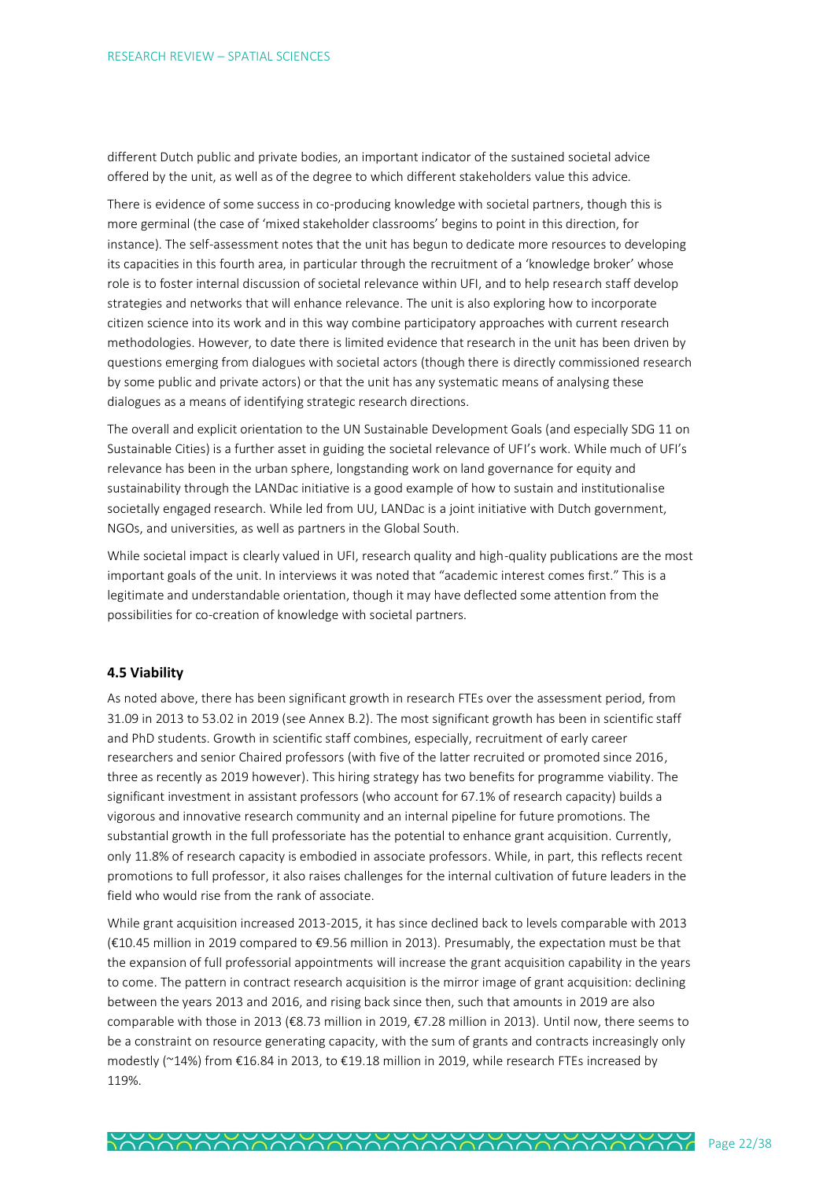different Dutch public and private bodies, an important indicator of the sustained societal advice offered by the unit, as well as of the degree to which different stakeholders value this advice.

There is evidence of some success in co-producing knowledge with societal partners, though this is more germinal (the case of 'mixed stakeholder classrooms' begins to point in this direction, for instance). The self-assessment notes that the unit has begun to dedicate more resources to developing its capacities in this fourth area, in particular through the recruitment of a 'knowledge broker' whose role is to foster internal discussion of societal relevance within UFI, and to help research staff develop strategies and networks that will enhance relevance. The unit is also exploring how to incorporate citizen science into its work and in this way combine participatory approaches with current research methodologies. However, to date there is limited evidence that research in the unit has been driven by questions emerging from dialogues with societal actors (though there is directly commissioned research by some public and private actors) or that the unit has any systematic means of analysing these dialogues as a means of identifying strategic research directions.

The overall and explicit orientation to the UN Sustainable Development Goals (and especially SDG 11 on Sustainable Cities) is a further asset in guiding the societal relevance of UFI's work. While much of UFI's relevance has been in the urban sphere, longstanding work on land governance for equity and sustainability through the LANDac initiative is a good example of how to sustain and institutionalise societally engaged research. While led from UU, LANDac is a joint initiative with Dutch government, NGOs, and universities, as well as partners in the Global South.

While societal impact is clearly valued in UFI, research quality and high-quality publications are the most important goals of the unit. In interviews it was noted that "academic interest comes first." This is a legitimate and understandable orientation, though it may have deflected some attention from the possibilities for co-creation of knowledge with societal partners.

### 4.5 Viability

As noted above, there has been significant growth in research FTEs over the assessment period, from 31.09 in 2013 to 53.02 in 2019 (see Annex B.2). The most significant growth has been in scientific staff and PhD students. Growth in scientific staff combines, especially, recruitment of early career researchers and senior Chaired professors (with five of the latter recruited or promoted since 2016, three as recently as 2019 however). This hiring strategy has two benefits for programme viability. The significant investment in assistant professors (who account for 67.1% of research capacity) builds a vigorous and innovative research community and an internal pipeline for future promotions. The substantial growth in the full professoriate has the potential to enhance grant acquisition. Currently, only 11.8% of research capacity is embodied in associate professors. While, in part, this reflects recent promotions to full professor, it also raises challenges for the internal cultivation of future leaders in the field who would rise from the rank of associate.

While grant acquisition increased 2013-2015, it has since declined back to levels comparable with 2013 (€10.45 million in 2019 compared to €9.56 million in 2013). Presumably, the expectation must be that the expansion of full professorial appointments will increase the grant acquisition capability in the years to come. The pattern in contract research acquisition is the mirror image of grant acquisition: declining between the years 2013 and 2016, and rising back since then, such that amounts in 2019 are also comparable with those in 2013 (€8.73 million in 2019, €7.28 million in 2013). Until now, there seems to be a constraint on resource generating capacity, with the sum of grants and contracts increasingly only modestly (~14%) from €16.84 in 2013, to €19.18 million in 2019, while research FTEs increased by 119%.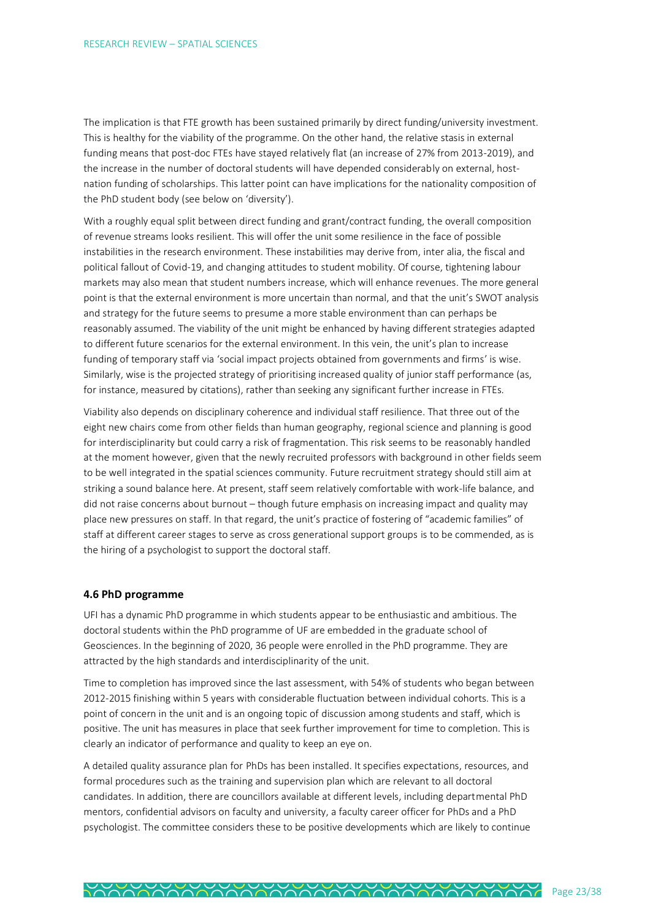The implication is that FTE growth has been sustained primarily by direct funding/university investment. This is healthy for the viability of the programme. On the other hand, the relative stasis in external funding means that post-doc FTEs have stayed relatively flat (an increase of 27% from 2013-2019), and the increase in the number of doctoral students will have depended considerably on external, host-nation funding of scholarships. This latter point can have implications for the nationality composition of the PhD student body (see below on 'diversity').

With a roughly equal split between direct funding and grant/contract funding, the overall composition of revenue streams looks resilient. This will offer the unit some resilience in the face of possible instabilities in the research environment. These instabilities may derive from, inter alia, the fiscal and political fallout of Covid-19, and changing attitudes to student mobility. Of course, tightening labour markets may also mean that student numbers increase, which will enhance revenues. The more general point is that the external environment is more uncertain than normal, and that the unit's SWOT analysis and strategy for the future seems to presume a more stable environment than can perhaps be reasonably assumed. The viability of the unit might be enhanced by having different strategies adapted to different future scenarios for the external environment. In this vein, the unit's plan to increase funding of temporary staff via 'social impact projects obtained from governments and firms' is wise. Similarly, wise is the projected strategy of prioritising increased quality of junior staff performance (as, for instance, measured by citations), rather than seeking any significant further increase in FTEs.

Viability also depends on disciplinary coherence and individual staff resilience. That three out of the eight new chairs come from other fields than human geography, regional science and planning is good for interdisciplinarity but could carry a risk of fragmentation. This risk seems to be reasonably handled at the moment however, given that the newly recruited professors with background in other fields seem to be well integrated in the spatial sciences community. Future recruitment strategy should still aim at striking a sound balance here. At present, staff seem relatively comfortable with work-life balance, and did not raise concerns about burnout – though future emphasis on increasing impact and quality may place new pressures on staff. In that regard, the unit's practice of fostering of "academic families" of staff at different career stages to serve as cross generational support groups is to be commended, as is the hiring of a psychologist to support the doctoral staff.

### 4.6 PhD programme

UFI has a dynamic PhD programme in which students appear to be enthusiastic and ambitious. The doctoral students within the PhD programme of UF are embedded in the graduate school of Geosciences. In the beginning of 2020, 36 people were enrolled in the PhD programme. They are attracted by the high standards and interdisciplinarity of the unit.

Time to completion has improved since the last assessment, with 54% of students who began between 2012-2015 finishing within 5 years with considerable fluctuation between individual cohorts. This is a point of concern in the unit and is an ongoing topic of discussion among students and staff, which is positive. The unit has measures in place that seek further improvement for time to completion. This is clearly an indicator of performance and quality to keep an eye on.

A detailed quality assurance plan for PhDs has been installed. It specifies expectations, resources, and formal procedures such as the training and supervision plan which are relevant to all doctoral candidates. In addition, there are councillors available at different levels, including departmental PhD mentors, confidential advisors on faculty and university, a faculty career officer for PhDs and a PhD psychologist. The committee considers these to be positive developments which are likely to continue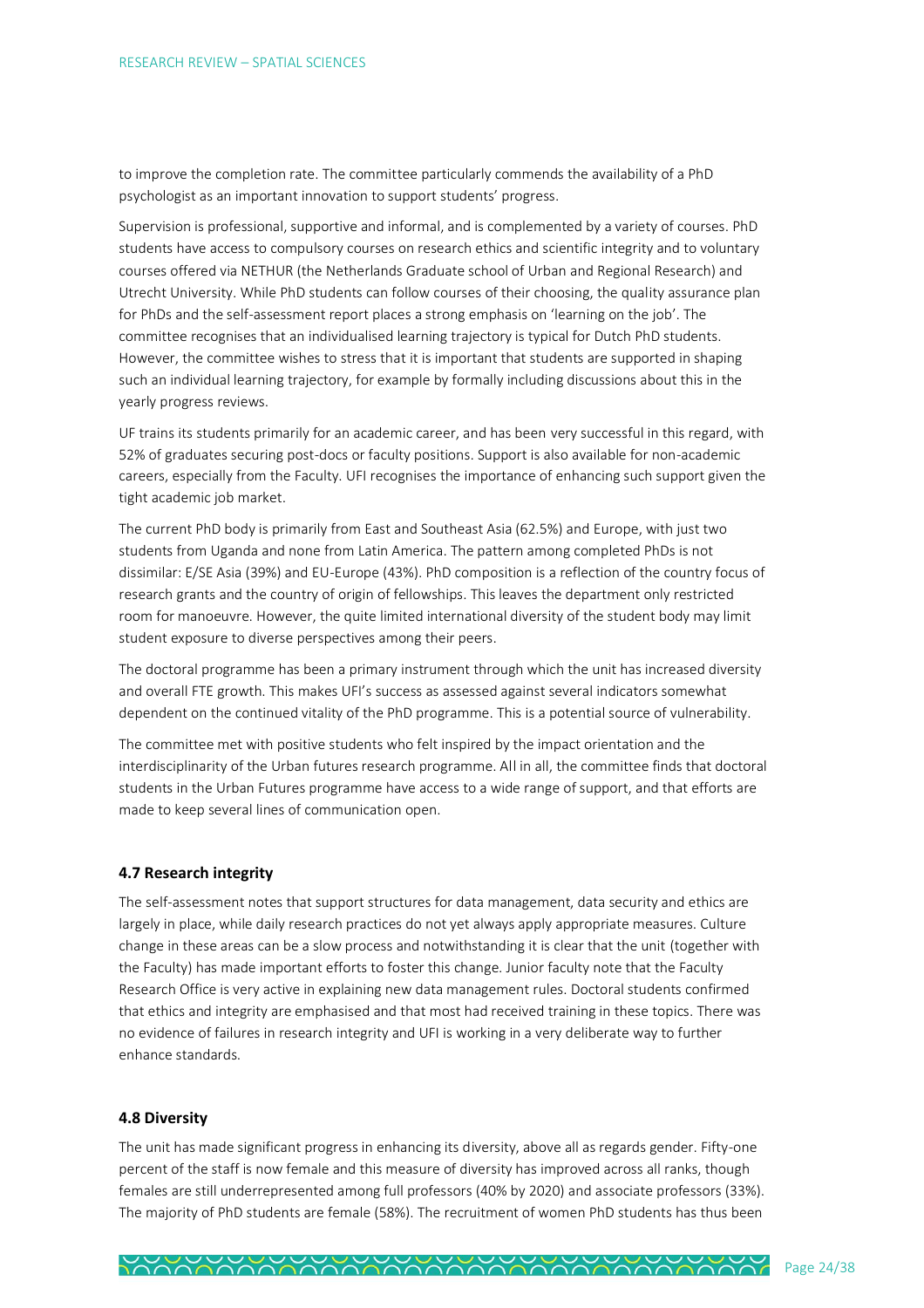to improve the completion rate. The committee particularly commends the availability of a PhD psychologist as an important innovation to support students' progress.

Supervision is professional, supportive and informal, and is complemented by a variety of courses. PhD students have access to compulsory courses on research ethics and scientific integrity and to voluntary courses offered via NETHUR (the Netherlands Graduate school of Urban and Regional Research) and Utrecht University. While PhD students can follow courses of their choosing, the quality assurance plan for PhDs and the self-assessment report places a strong emphasis on 'learning on the job'. The committee recognises that an individualised learning trajectory is typical for Dutch PhD students. However, the committee wishes to stress that it is important that students are supported in shaping such an individual learning trajectory, for example by formally including discussions about this in the yearly progress reviews.

UF trains its students primarily for an academic career, and has been very successful in this regard, with 52% of graduates securing post-docs or faculty positions. Support is also available for non-academic careers, especially from the Faculty. UFI recognises the importance of enhancing such support given the tight academic job market.

The current PhD body is primarily from East and Southeast Asia (62.5%) and Europe, with just two students from Uganda and none from Latin America. The pattern among completed PhDs is not dissimilar: E/SE Asia (39%) and EU-Europe (43%). PhD composition is a reflection of the country focus of research grants and the country of origin of fellowships. This leaves the department only restricted room for manoeuvre. However, the quite limited international diversity of the student body may limit student exposure to diverse perspectives among their peers.

The doctoral programme has been a primary instrument through which the unit has increased diversity and overall FTE growth. This makes UFI's success as assessed against several indicators somewhat dependent on the continued vitality of the PhD programme. This is a potential source of vulnerability.

The committee met with positive students who felt inspired by the impact orientation and the interdisciplinarity of the Urban futures research programme. All in all, the committee finds that doctoral students in the Urban Futures programme have access to a wide range of support, and that efforts are made to keep several lines of communication open.

### 4.7 Research integrity

The self-assessment notes that support structures for data management, data security and ethics are largely in place, while daily research practices do not yet always apply appropriate measures. Culture change in these areas can be a slow process and notwithstanding it is clear that the unit (together with the Faculty) has made important efforts to foster this change. Junior faculty note that the Faculty Research Office is very active in explaining new data management rules. Doctoral students confirmed that ethics and integrity are emphasised and that most had received training in these topics. There was no evidence of failures in research integrity and UFI is working in a very deliberate way to further enhance standards.

### 4.8 Diversity

The unit has made significant progress in enhancing its diversity, above all as regards gender. Fifty-one percent of the staff is now female and this measure of diversity has improved across all ranks, though females are still underrepresented among full professors (40% by 2020) and associate professors (33%). The majority of PhD students are female (58%). The recruitment of women PhD students has thus been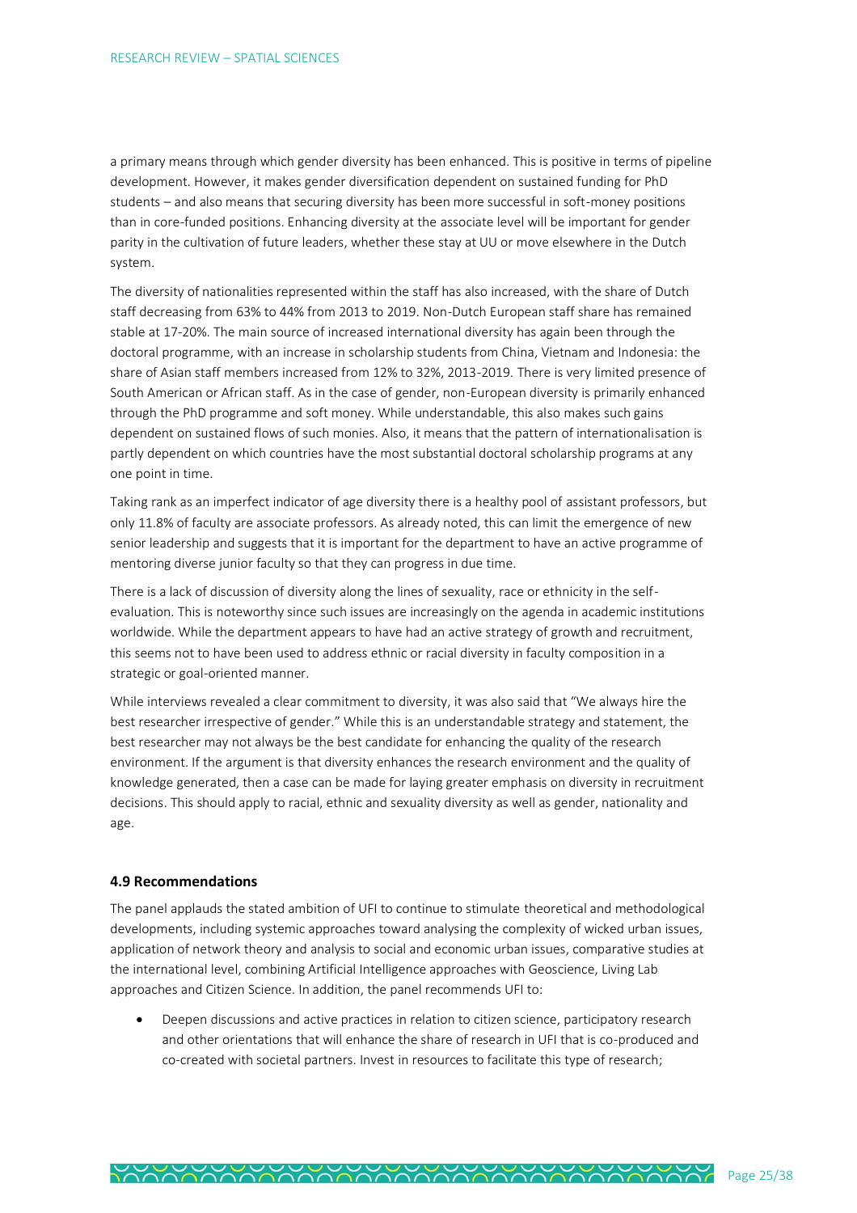a primary means through which gender diversity has been enhanced. This is positive in terms of pipeline development. However, it makes gender diversification dependent on sustained funding for PhD students – and also means that securing diversity has been more successful in soft-money positions than in core-funded positions. Enhancing diversity at the associate level will be important for gender parity in the cultivation of future leaders, whether these stay at UU or move elsewhere in the Dutch system.

The diversity of nationalities represented within the staff has also increased, with the share of Dutch staff decreasing from 63% to 44% from 2013 to 2019. Non-Dutch European staff share has remained stable at 17-20%. The main source of increased international diversity has again been through the doctoral programme, with an increase in scholarship students from China, Vietnam and Indonesia: the share of Asian staff members increased from 12% to 32%, 2013-2019. There is very limited presence of South American or African staff. As in the case of gender, non-European diversity is primarily enhanced through the PhD programme and soft money. While understandable, this also makes such gains dependent on sustained flows of such monies. Also, it means that the pattern of internationalisation is partly dependent on which countries have the most substantial doctoral scholarship programs at any one point in time.

Taking rank as an imperfect indicator of age diversity there is a healthy pool of assistant professors, but only 11.8% of faculty are associate professors. As already noted, this can limit the emergence of new senior leadership and suggests that it is important for the department to have an active programme of mentoring diverse junior faculty so that they can progress in due time.

There is a lack of discussion of diversity along the lines of sexuality, race or ethnicity in the self-evaluation. This is noteworthy since such issues are increasingly on the agenda in academic institutions worldwide. While the department appears to have had an active strategy of growth and recruitment, this seems not to have been used to address ethnic or racial diversity in faculty composition in a strategic or goal-oriented manner.

While interviews revealed a clear commitment to diversity, it was also said that "We always hire the best researcher irrespective of gender." While this is an understandable strategy and statement, the best researcher may not always be the best candidate for enhancing the quality of the research environment. If the argument is that diversity enhances the research environment and the quality of knowledge generated, then a case can be made for laying greater emphasis on diversity in recruitment decisions. This should apply to racial, ethnic and sexuality diversity as well as gender, nationality and age.

### 4.9 Recommendations

The panel applauds the stated ambition of UFI to continue to stimulate theoretical and methodological developments, including systemic approaches toward analysing the complexity of wicked urban issues, application of network theory and analysis to social and economic urban issues, comparative studies at the international level, combining Artificial Intelligence approaches with Geoscience, Living Lab approaches and Citizen Science. In addition, the panel recommends UFI to:

- Deepen discussions and active practices in relation to citizen science, participatory research and other orientations that will enhance the share of research in UFI that is co-produced and co-created with societal partners. Invest in resources to facilitate this type of research;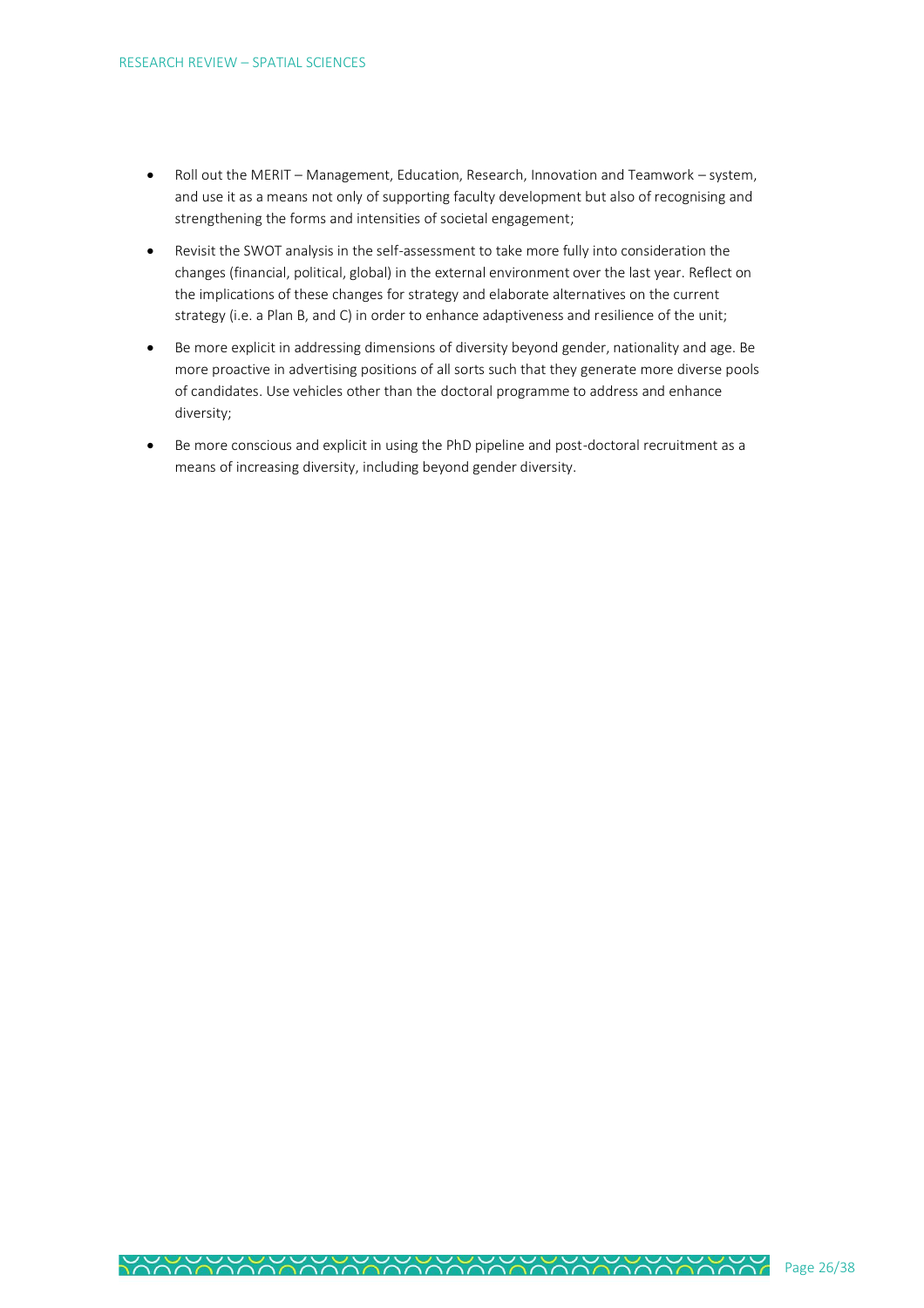- Roll out the MERIT – Management, Education, Research, Innovation and Teamwork – system, and use it as a means not only of supporting faculty development but also of recognising and strengthening the forms and intensities of societal engagement;
- Revisit the SWOT analysis in the self-assessment to take more fully into consideration the changes (financial, political, global) in the external environment over the last year. Reflect on the implications of these changes for strategy and elaborate alternatives on the current strategy (i.e. a Plan B, and C) in order to enhance adaptiveness and resilience of the unit;
- Be more explicit in addressing dimensions of diversity beyond gender, nationality and age. Be more proactive in advertising positions of all sorts such that they generate more diverse pools of candidates. Use vehicles other than the doctoral programme to address and enhance diversity;
- Be more conscious and explicit in using the PhD pipeline and post-doctoral recruitment as a means of increasing diversity, including beyond gender diversity.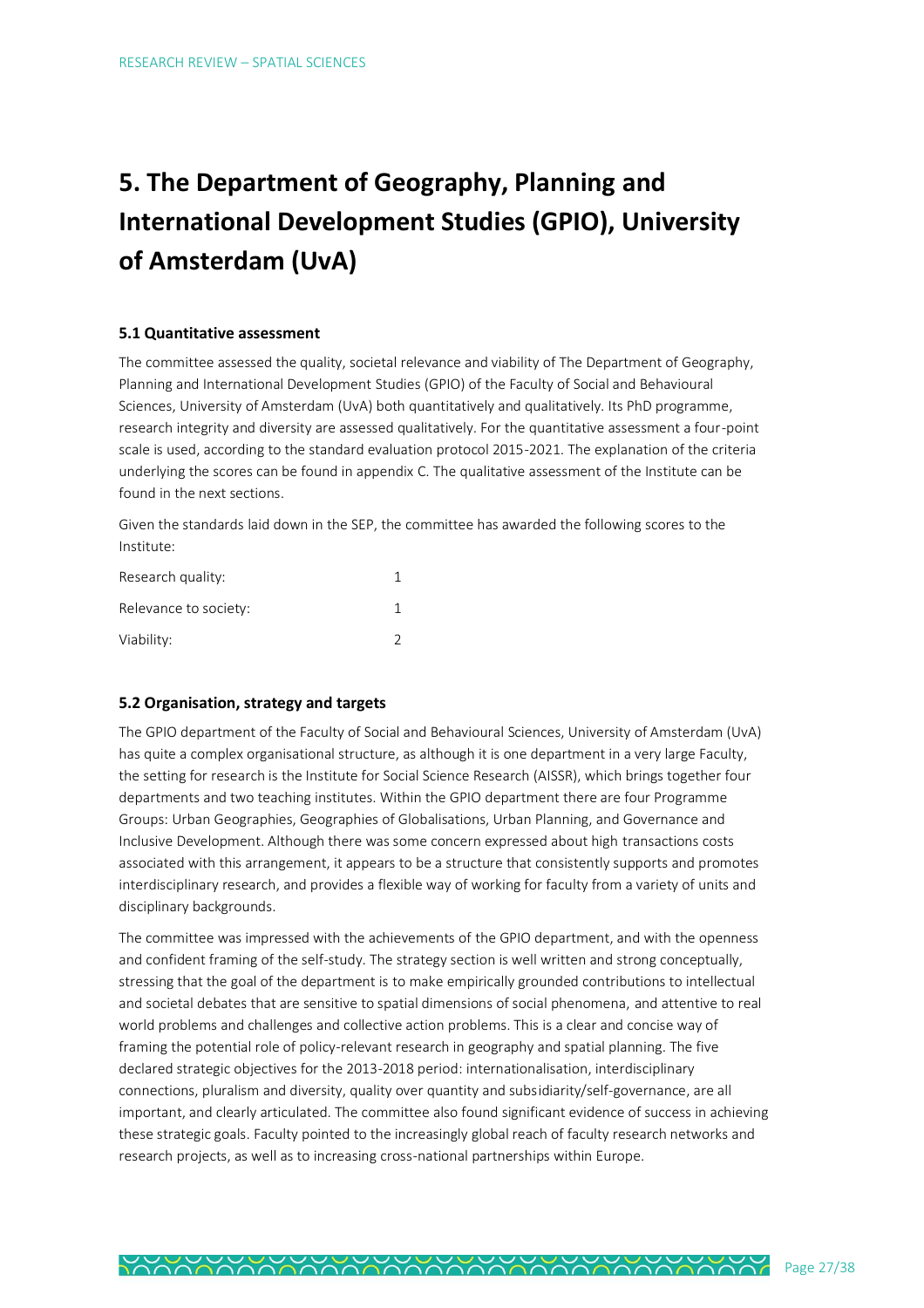# 5. The Department of Geography, Planning and International Development Studies (GPIO), University of Amsterdam (UvA)

### 5.1 Quantitative assessment

The committee assessed the quality, societal relevance and viability of The Department of Geography, Planning and International Development Studies (GPIO) of the Faculty of Social and Behavioural Sciences, University of Amsterdam (UvA) both quantitatively and qualitatively. Its PhD programme, research integrity and diversity are assessed qualitatively. For the quantitative assessment a four-point scale is used, according to the standard evaluation protocol 2015-2021. The explanation of the criteria underlying the scores can be found in appendix C. The qualitative assessment of the Institute can be found in the next sections.

Given the standards laid down in the SEP, the committee has awarded the following scores to the Institute:

| | |
|---|---|
| Research quality: | 1 |
| Relevance to society: | 1 |
| Viability: | 2 |

### 5.2 Organisation, strategy and targets

The GPIO department of the Faculty of Social and Behavioural Sciences, University of Amsterdam (UvA) has quite a complex organisational structure, as although it is one department in a very large Faculty, the setting for research is the Institute for Social Science Research (AISSR), which brings together four departments and two teaching institutes. Within the GPIO department there are four Programme Groups: Urban Geographies, Geographies of Globalisations, Urban Planning, and Governance and Inclusive Development. Although there was some concern expressed about high transactions costs associated with this arrangement, it appears to be a structure that consistently supports and promotes interdisciplinary research, and provides a flexible way of working for faculty from a variety of units and disciplinary backgrounds.

The committee was impressed with the achievements of the GPIO department, and with the openness and confident framing of the self-study. The strategy section is well written and strong conceptually, stressing that the goal of the department is to make empirically grounded contributions to intellectual and societal debates that are sensitive to spatial dimensions of social phenomena, and attentive to real world problems and challenges and collective action problems. This is a clear and concise way of framing the potential role of policy-relevant research in geography and spatial planning. The five declared strategic objectives for the 2013-2018 period: internationalisation, interdisciplinary connections, pluralism and diversity, quality over quantity and subsidiarity/self-governance, are all important, and clearly articulated. The committee also found significant evidence of success in achieving these strategic goals. Faculty pointed to the increasingly global reach of faculty research networks and research projects, as well as to increasing cross-national partnerships within Europe.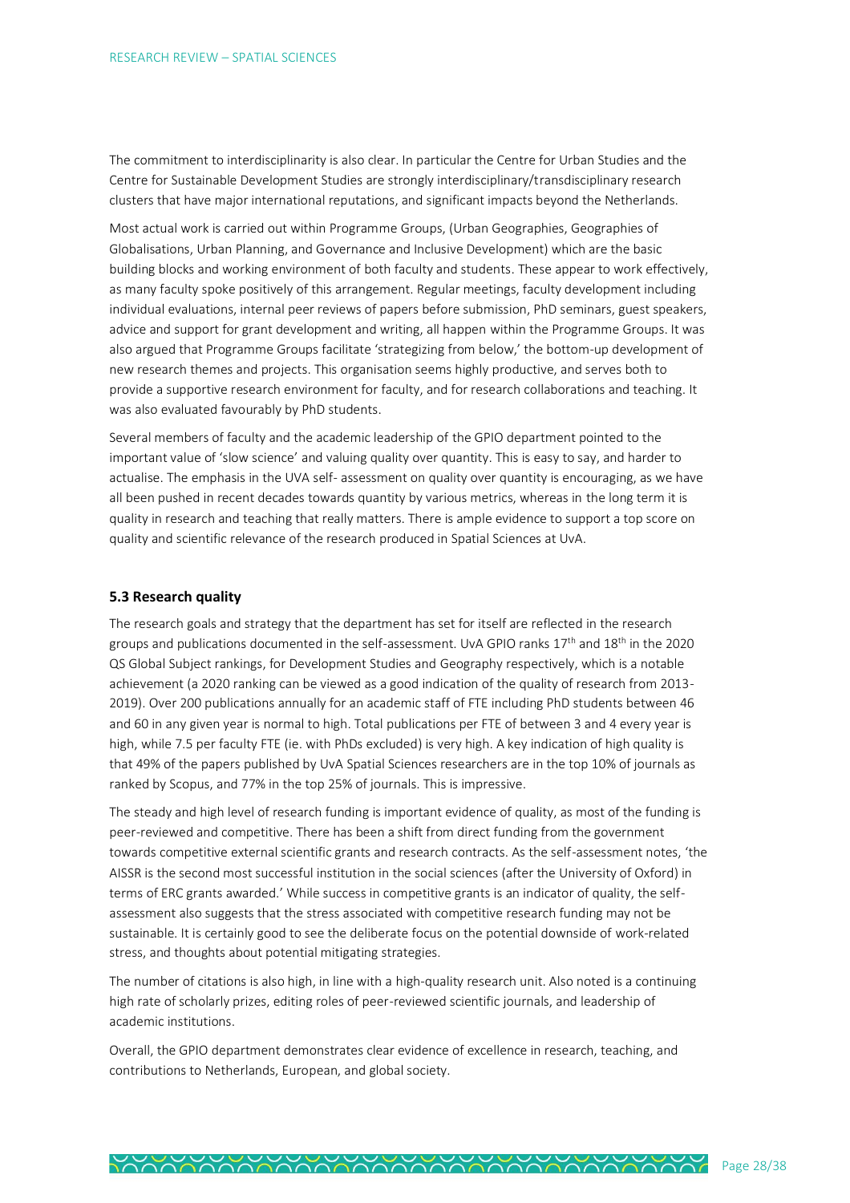The commitment to interdisciplinarity is also clear. In particular the Centre for Urban Studies and the Centre for Sustainable Development Studies are strongly interdisciplinary/transdisciplinary research clusters that have major international reputations, and significant impacts beyond the Netherlands.

Most actual work is carried out within Programme Groups, (Urban Geographies, Geographies of Globalisations, Urban Planning, and Governance and Inclusive Development) which are the basic building blocks and working environment of both faculty and students. These appear to work effectively, as many faculty spoke positively of this arrangement. Regular meetings, faculty development including individual evaluations, internal peer reviews of papers before submission, PhD seminars, guest speakers, advice and support for grant development and writing, all happen within the Programme Groups. It was also argued that Programme Groups facilitate 'strategizing from below,' the bottom-up development of new research themes and projects. This organisation seems highly productive, and serves both to provide a supportive research environment for faculty, and for research collaborations and teaching. It was also evaluated favourably by PhD students.

Several members of faculty and the academic leadership of the GPIO department pointed to the important value of 'slow science' and valuing quality over quantity. This is easy to say, and harder to actualise. The emphasis in the UVA self- assessment on quality over quantity is encouraging, as we have all been pushed in recent decades towards quantity by various metrics, whereas in the long term it is quality in research and teaching that really matters. There is ample evidence to support a top score on quality and scientific relevance of the research produced in Spatial Sciences at UvA.

### 5.3 Research quality

The research goals and strategy that the department has set for itself are reflected in the research groups and publications documented in the self-assessment. UvA GPIO ranks 17th and 18th in the 2020 QS Global Subject rankings, for Development Studies and Geography respectively, which is a notable achievement (a 2020 ranking can be viewed as a good indication of the quality of research from 2013-2019). Over 200 publications annually for an academic staff of FTE including PhD students between 46 and 60 in any given year is normal to high. Total publications per FTE of between 3 and 4 every year is high, while 7.5 per faculty FTE (ie. with PhDs excluded) is very high. A key indication of high quality is that 49% of the papers published by UvA Spatial Sciences researchers are in the top 10% of journals as ranked by Scopus, and 77% in the top 25% of journals. This is impressive.

The steady and high level of research funding is important evidence of quality, as most of the funding is peer-reviewed and competitive. There has been a shift from direct funding from the government towards competitive external scientific grants and research contracts. As the self-assessment notes, 'the AISSR is the second most successful institution in the social sciences (after the University of Oxford) in terms of ERC grants awarded.' While success in competitive grants is an indicator of quality, the self-assessment also suggests that the stress associated with competitive research funding may not be sustainable. It is certainly good to see the deliberate focus on the potential downside of work-related stress, and thoughts about potential mitigating strategies.

The number of citations is also high, in line with a high-quality research unit. Also noted is a continuing high rate of scholarly prizes, editing roles of peer-reviewed scientific journals, and leadership of academic institutions.

Overall, the GPIO department demonstrates clear evidence of excellence in research, teaching, and contributions to Netherlands, European, and global society.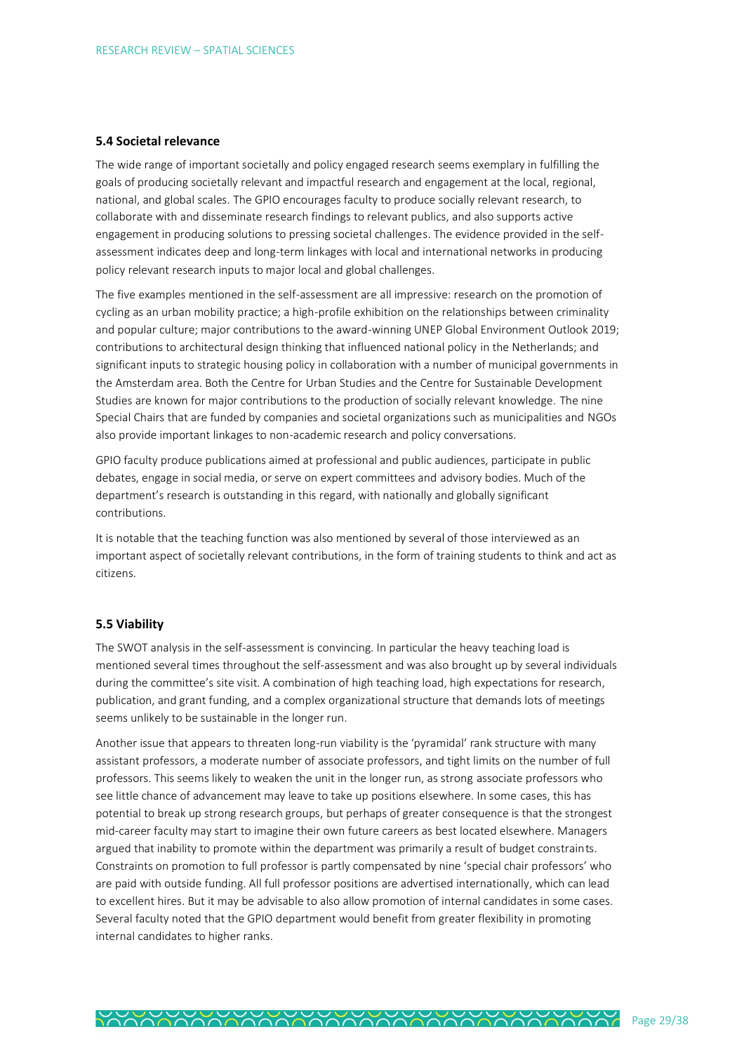### 5.4 Societal relevance

The wide range of important societally and policy engaged research seems exemplary in fulfilling the goals of producing societally relevant and impactful research and engagement at the local, regional, national, and global scales. The GPIO encourages faculty to produce socially relevant research, to collaborate with and disseminate research findings to relevant publics, and also supports active engagement in producing solutions to pressing societal challenges. The evidence provided in the self-assessment indicates deep and long-term linkages with local and international networks in producing policy relevant research inputs to major local and global challenges.

The five examples mentioned in the self-assessment are all impressive: research on the promotion of cycling as an urban mobility practice; a high-profile exhibition on the relationships between criminality and popular culture; major contributions to the award-winning UNEP Global Environment Outlook 2019; contributions to architectural design thinking that influenced national policy in the Netherlands; and significant inputs to strategic housing policy in collaboration with a number of municipal governments in the Amsterdam area. Both the Centre for Urban Studies and the Centre for Sustainable Development Studies are known for major contributions to the production of socially relevant knowledge. The nine Special Chairs that are funded by companies and societal organizations such as municipalities and NGOs also provide important linkages to non-academic research and policy conversations.

GPIO faculty produce publications aimed at professional and public audiences, participate in public debates, engage in social media, or serve on expert committees and advisory bodies. Much of the department's research is outstanding in this regard, with nationally and globally significant contributions.

It is notable that the teaching function was also mentioned by several of those interviewed as an important aspect of societally relevant contributions, in the form of training students to think and act as citizens.

### 5.5 Viability

The SWOT analysis in the self-assessment is convincing. In particular the heavy teaching load is mentioned several times throughout the self-assessment and was also brought up by several individuals during the committee's site visit. A combination of high teaching load, high expectations for research, publication, and grant funding, and a complex organizational structure that demands lots of meetings seems unlikely to be sustainable in the longer run.

Another issue that appears to threaten long-run viability is the 'pyramidal' rank structure with many assistant professors, a moderate number of associate professors, and tight limits on the number of full professors. This seems likely to weaken the unit in the longer run, as strong associate professors who see little chance of advancement may leave to take up positions elsewhere. In some cases, this has potential to break up strong research groups, but perhaps of greater consequence is that the strongest mid-career faculty may start to imagine their own future careers as best located elsewhere. Managers argued that inability to promote within the department was primarily a result of budget constraints. Constraints on promotion to full professor is partly compensated by nine 'special chair professors' who are paid with outside funding. All full professor positions are advertised internationally, which can lead to excellent hires. But it may be advisable to also allow promotion of internal candidates in some cases. Several faculty noted that the GPIO department would benefit from greater flexibility in promoting internal candidates to higher ranks.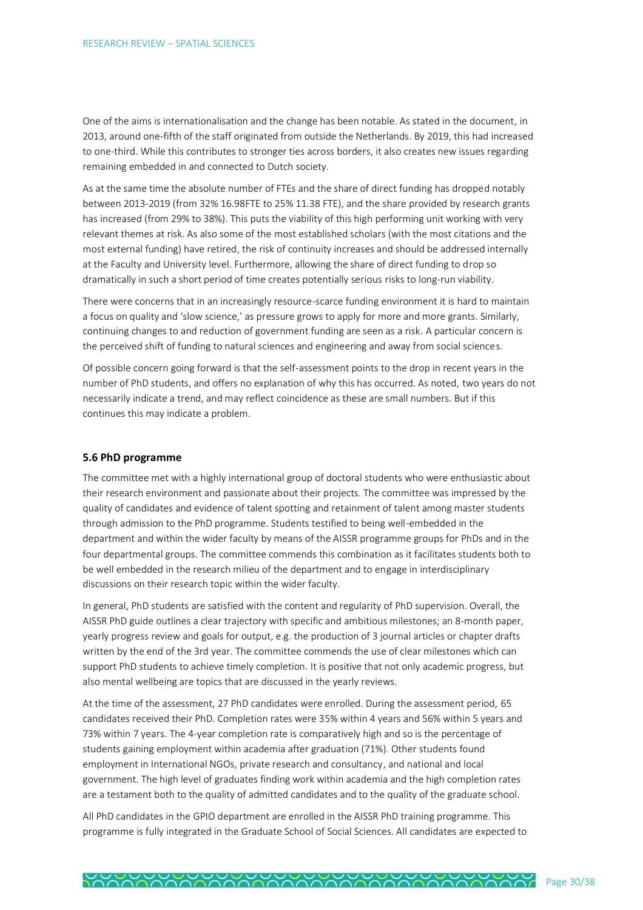One of the aims is internationalisation and the change has been notable. As stated in the document, in 2013, around one-fifth of the staff originated from outside the Netherlands. By 2019, this had increased to one-third. While this contributes to stronger ties across borders, it also creates new issues regarding remaining embedded in and connected to Dutch society.

As at the same time the absolute number of FTEs and the share of direct funding has dropped notably between 2013-2019 (from 32% 16.98FTE to 25% 11.38 FTE), and the share provided by research grants has increased (from 29% to 38%). This puts the viability of this high performing unit working with very relevant themes at risk. As also some of the most established scholars (with the most citations and the most external funding) have retired, the risk of continuity increases and should be addressed internally at the Faculty and University level. Furthermore, allowing the share of direct funding to drop so dramatically in such a short period of time creates potentially serious risks to long-run viability.

There were concerns that in an increasingly resource-scarce funding environment it is hard to maintain a focus on quality and 'slow science,' as pressure grows to apply for more and more grants. Similarly, continuing changes to and reduction of government funding are seen as a risk. A particular concern is the perceived shift of funding to natural sciences and engineering and away from social sciences.

Of possible concern going forward is that the self-assessment points to the drop in recent years in the number of PhD students, and offers no explanation of why this has occurred. As noted, two years do not necessarily indicate a trend, and may reflect coincidence as these are small numbers. But if this continues this may indicate a problem.

### 5.6 PhD programme

The committee met with a highly international group of doctoral students who were enthusiastic about their research environment and passionate about their projects. The committee was impressed by the quality of candidates and evidence of talent spotting and retainment of talent among master students through admission to the PhD programme. Students testified to being well-embedded in the department and within the wider faculty by means of the AISSR programme groups for PhDs and in the four departmental groups. The committee commends this combination as it facilitates students both to be well embedded in the research milieu of the department and to engage in interdisciplinary discussions on their research topic within the wider faculty.

In general, PhD students are satisfied with the content and regularity of PhD supervision. Overall, the AISSR PhD guide outlines a clear trajectory with specific and ambitious milestones; an 8-month paper, yearly progress review and goals for output, e.g. the production of 3 journal articles or chapter drafts written by the end of the 3rd year. The committee commends the use of clear milestones which can support PhD students to achieve timely completion. It is positive that not only academic progress, but also mental wellbeing are topics that are discussed in the yearly reviews.

At the time of the assessment, 27 PhD candidates were enrolled. During the assessment period, 65 candidates received their PhD. Completion rates were 35% within 4 years and 56% within 5 years and 73% within 7 years. The 4-year completion rate is comparatively high and so is the percentage of students gaining employment within academia after graduation (71%). Other students found employment in International NGOs, private research and consultancy, and national and local government. The high level of graduates finding work within academia and the high completion rates are a testament both to the quality of admitted candidates and to the quality of the graduate school.

All PhD candidates in the GPIO department are enrolled in the AISSR PhD training programme. This programme is fully integrated in the Graduate School of Social Sciences. All candidates are expected to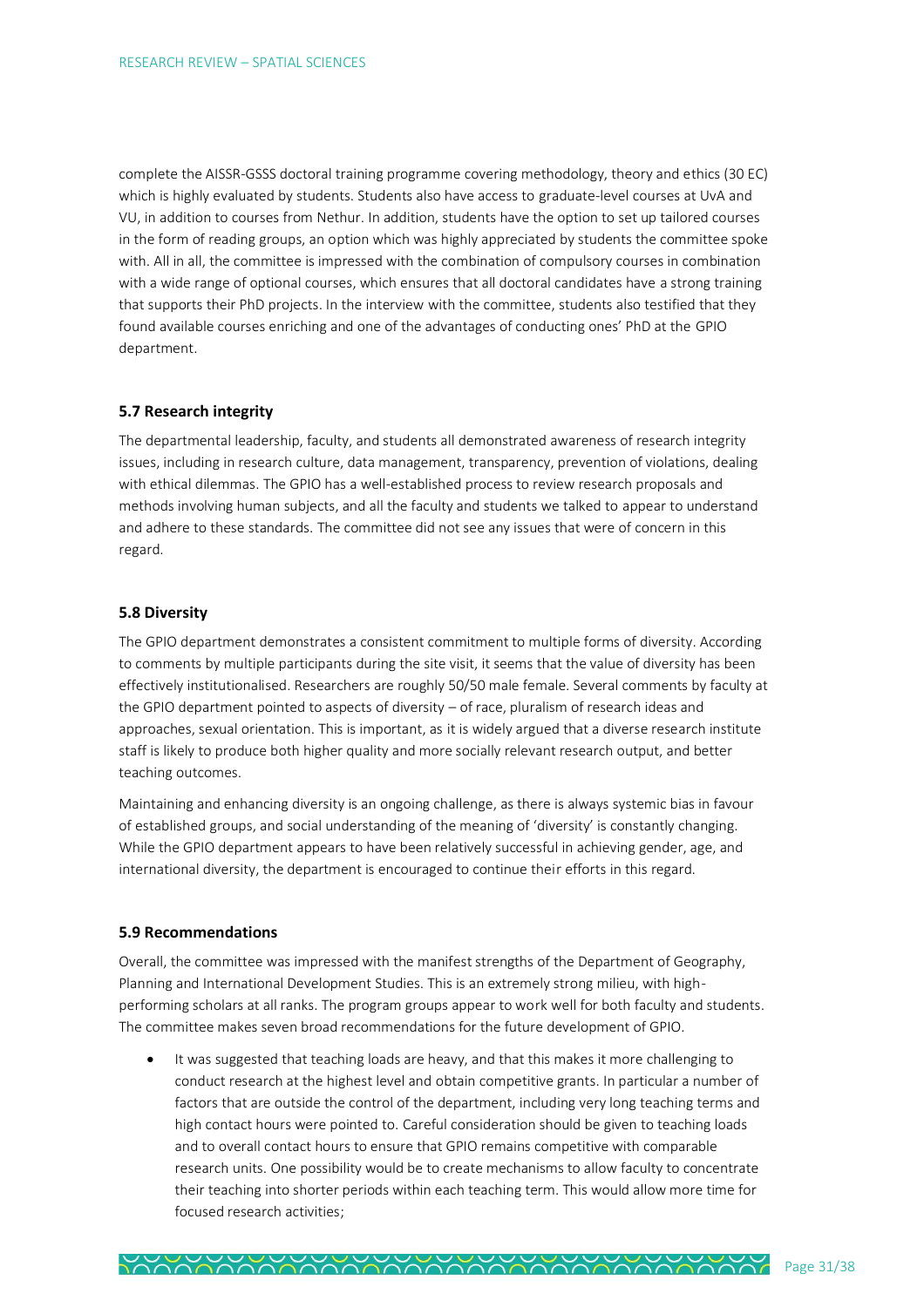complete the AISSR-GSSS doctoral training programme covering methodology, theory and ethics (30 EC) which is highly evaluated by students. Students also have access to graduate-level courses at UvA and VU, in addition to courses from Nethur. In addition, students have the option to set up tailored courses in the form of reading groups, an option which was highly appreciated by students the committee spoke with. All in all, the committee is impressed with the combination of compulsory courses in combination with a wide range of optional courses, which ensures that all doctoral candidates have a strong training that supports their PhD projects. In the interview with the committee, students also testified that they found available courses enriching and one of the advantages of conducting ones' PhD at the GPIO department.

### 5.7 Research integrity

The departmental leadership, faculty, and students all demonstrated awareness of research integrity issues, including in research culture, data management, transparency, prevention of violations, dealing with ethical dilemmas. The GPIO has a well-established process to review research proposals and methods involving human subjects, and all the faculty and students we talked to appear to understand and adhere to these standards. The committee did not see any issues that were of concern in this regard.

### 5.8 Diversity

The GPIO department demonstrates a consistent commitment to multiple forms of diversity. According to comments by multiple participants during the site visit, it seems that the value of diversity has been effectively institutionalised. Researchers are roughly 50/50 male female. Several comments by faculty at the GPIO department pointed to aspects of diversity – of race, pluralism of research ideas and approaches, sexual orientation. This is important, as it is widely argued that a diverse research institute staff is likely to produce both higher quality and more socially relevant research output, and better teaching outcomes.

Maintaining and enhancing diversity is an ongoing challenge, as there is always systemic bias in favour of established groups, and social understanding of the meaning of 'diversity' is constantly changing. While the GPIO department appears to have been relatively successful in achieving gender, age, and international diversity, the department is encouraged to continue their efforts in this regard.

### 5.9 Recommendations

Overall, the committee was impressed with the manifest strengths of the Department of Geography, Planning and International Development Studies. This is an extremely strong milieu, with high-performing scholars at all ranks. The program groups appear to work well for both faculty and students. The committee makes seven broad recommendations for the future development of GPIO.

- It was suggested that teaching loads are heavy, and that this makes it more challenging to conduct research at the highest level and obtain competitive grants. In particular a number of factors that are outside the control of the department, including very long teaching terms and high contact hours were pointed to. Careful consideration should be given to teaching loads and to overall contact hours to ensure that GPIO remains competitive with comparable research units. One possibility would be to create mechanisms to allow faculty to concentrate their teaching into shorter periods within each teaching term. This would allow more time for focused research activities;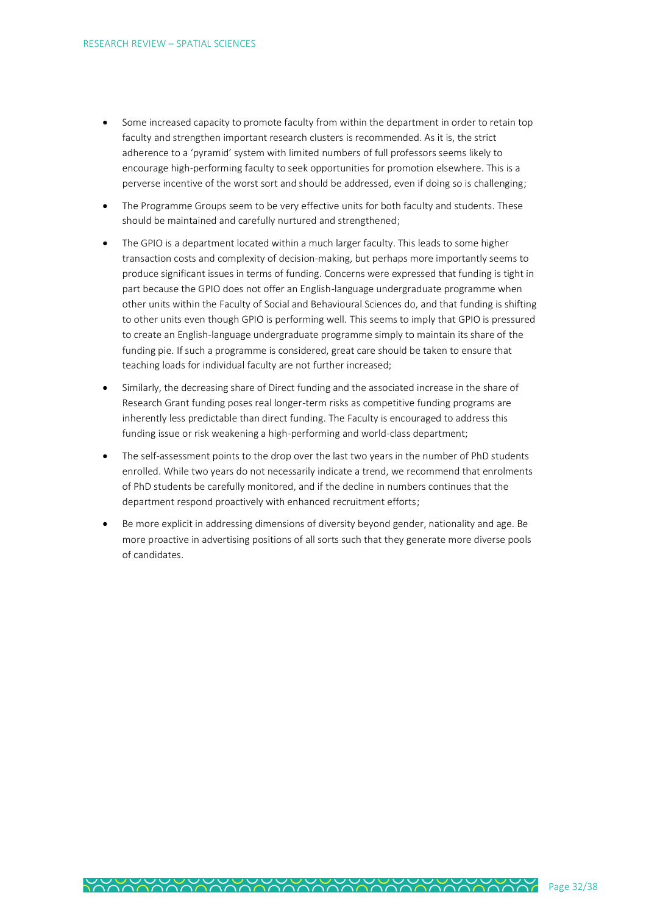- Some increased capacity to promote faculty from within the department in order to retain top faculty and strengthen important research clusters is recommended. As it is, the strict adherence to a 'pyramid' system with limited numbers of full professors seems likely to encourage high-performing faculty to seek opportunities for promotion elsewhere. This is a perverse incentive of the worst sort and should be addressed, even if doing so is challenging;
- The Programme Groups seem to be very effective units for both faculty and students. These should be maintained and carefully nurtured and strengthened;
- The GPIO is a department located within a much larger faculty. This leads to some higher transaction costs and complexity of decision-making, but perhaps more importantly seems to produce significant issues in terms of funding. Concerns were expressed that funding is tight in part because the GPIO does not offer an English-language undergraduate programme when other units within the Faculty of Social and Behavioural Sciences do, and that funding is shifting to other units even though GPIO is performing well. This seems to imply that GPIO is pressured to create an English-language undergraduate programme simply to maintain its share of the funding pie. If such a programme is considered, great care should be taken to ensure that teaching loads for individual faculty are not further increased;
- Similarly, the decreasing share of Direct funding and the associated increase in the share of Research Grant funding poses real longer-term risks as competitive funding programs are inherently less predictable than direct funding. The Faculty is encouraged to address this funding issue or risk weakening a high-performing and world-class department;
- The self-assessment points to the drop over the last two years in the number of PhD students enrolled. While two years do not necessarily indicate a trend, we recommend that enrolments of PhD students be carefully monitored, and if the decline in numbers continues that the department respond proactively with enhanced recruitment efforts;
- Be more explicit in addressing dimensions of diversity beyond gender, nationality and age. Be more proactive in advertising positions of all sorts such that they generate more diverse pools of candidates.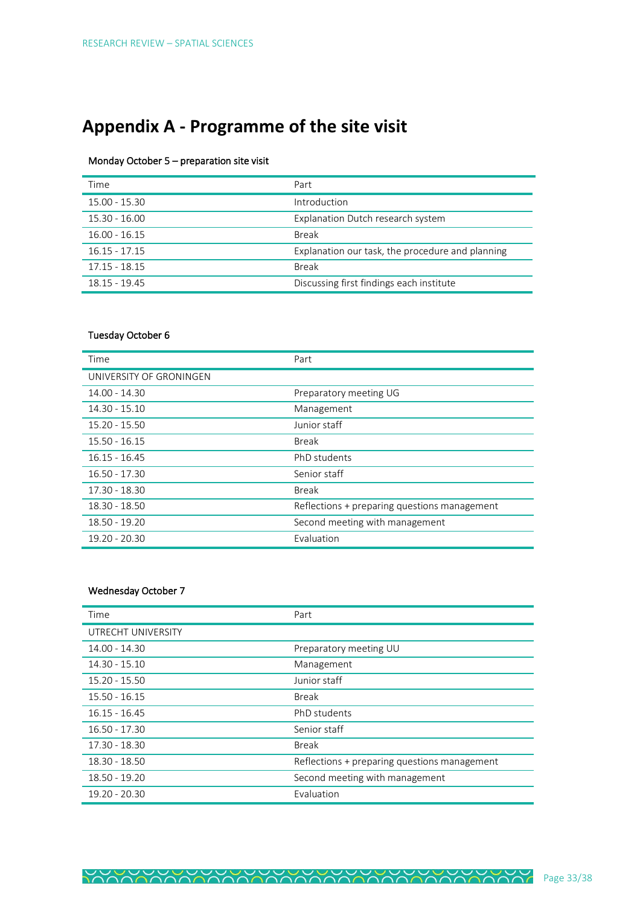# Appendix A - Programme of the site visit

**Monday October 5 – preparation site visit**

| Time | Part |
|---|---|
| 15.00 - 15.30 | Introduction |
| 15.30 - 16.00 | Explanation Dutch research system |
| 16.00 - 16.15 | Break |
| 16.15 - 17.15 | Explanation our task, the procedure and planning |
| 17.15 - 18.15 | Break |
| 18.15 - 19.45 | Discussing first findings each institute |

**Tuesday October 6**

| Time | Part |
|---|---|
| UNIVERSITY OF GRONINGEN | |
| 14.00 - 14.30 | Preparatory meeting UG |
| 14.30 - 15.10 | Management |
| 15.20 - 15.50 | Junior staff |
| 15.50 - 16.15 | Break |
| 16.15 - 16.45 | PhD students |
| 16.50 - 17.30 | Senior staff |
| 17.30 - 18.30 | Break |
| 18.30 - 18.50 | Reflections + preparing questions management |
| 18.50 - 19.20 | Second meeting with management |
| 19.20 - 20.30 | Evaluation |

**Wednesday October 7**

| Time | Part |
|---|---|
| UTRECHT UNIVERSITY | |
| 14.00 - 14.30 | Preparatory meeting UU |
| 14.30 - 15.10 | Management |
| 15.20 - 15.50 | Junior staff |
| 15.50 - 16.15 | Break |
| 16.15 - 16.45 | PhD students |
| 16.50 - 17.30 | Senior staff |
| 17.30 - 18.30 | Break |
| 18.30 - 18.50 | Reflections + preparing questions management |
| 18.50 - 19.20 | Second meeting with management |
| 19.20 - 20.30 | Evaluation |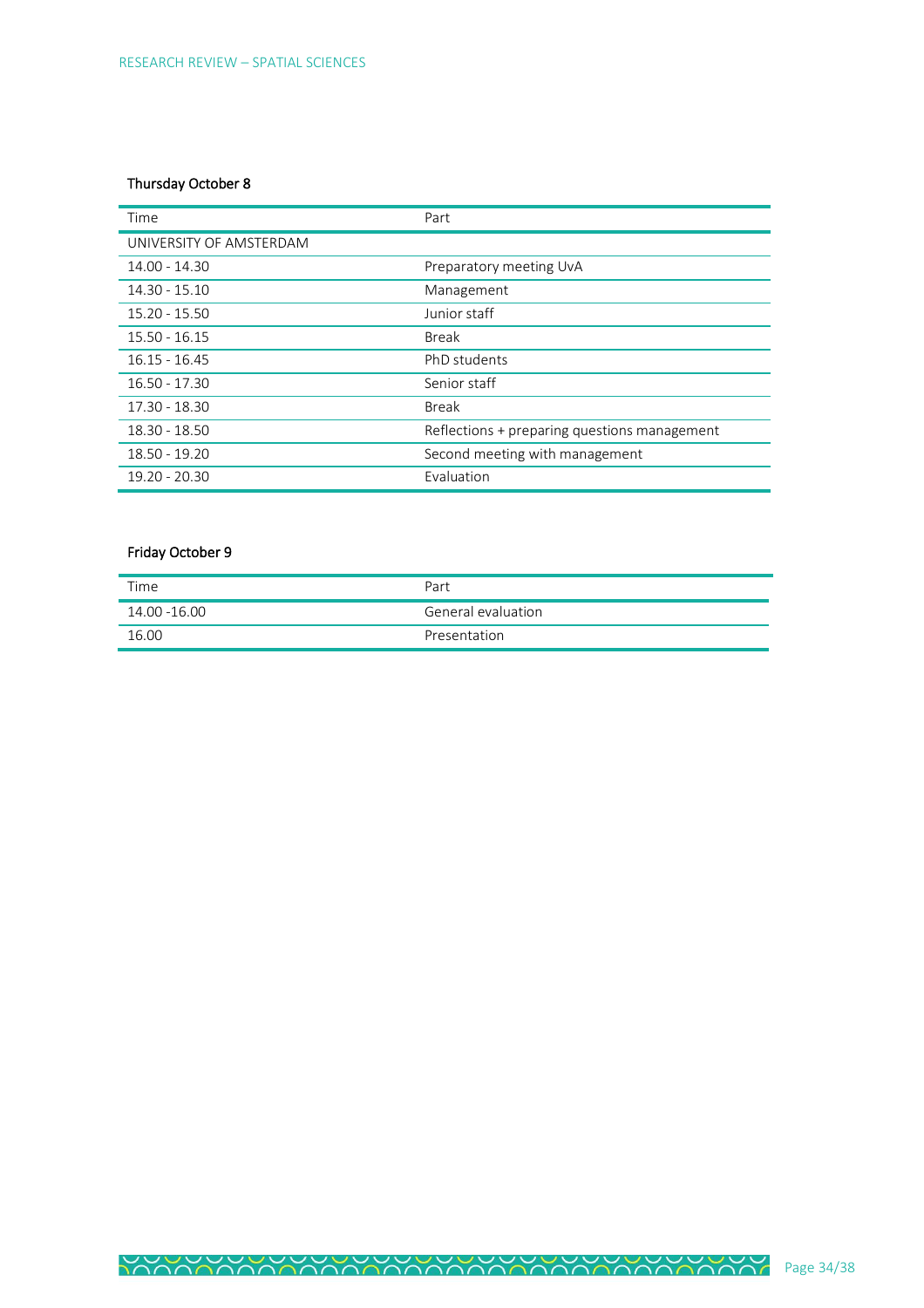**Thursday October 8**

| Time | Part |
|---|---|
| UNIVERSITY OF AMSTERDAM | |
| 14.00 - 14.30 | Preparatory meeting UvA |
| 14.30 - 15.10 | Management |
| 15.20 - 15.50 | Junior staff |
| 15.50 - 16.15 | Break |
| 16.15 - 16.45 | PhD students |
| 16.50 - 17.30 | Senior staff |
| 17.30 - 18.30 | Break |
| 18.30 - 18.50 | Reflections + preparing questions management |
| 18.50 - 19.20 | Second meeting with management |
| 19.20 - 20.30 | Evaluation |

**Friday October 9**

| Time | Part |
|---|---|
| 14.00 -16.00 | General evaluation |
| 16.00 | Presentation |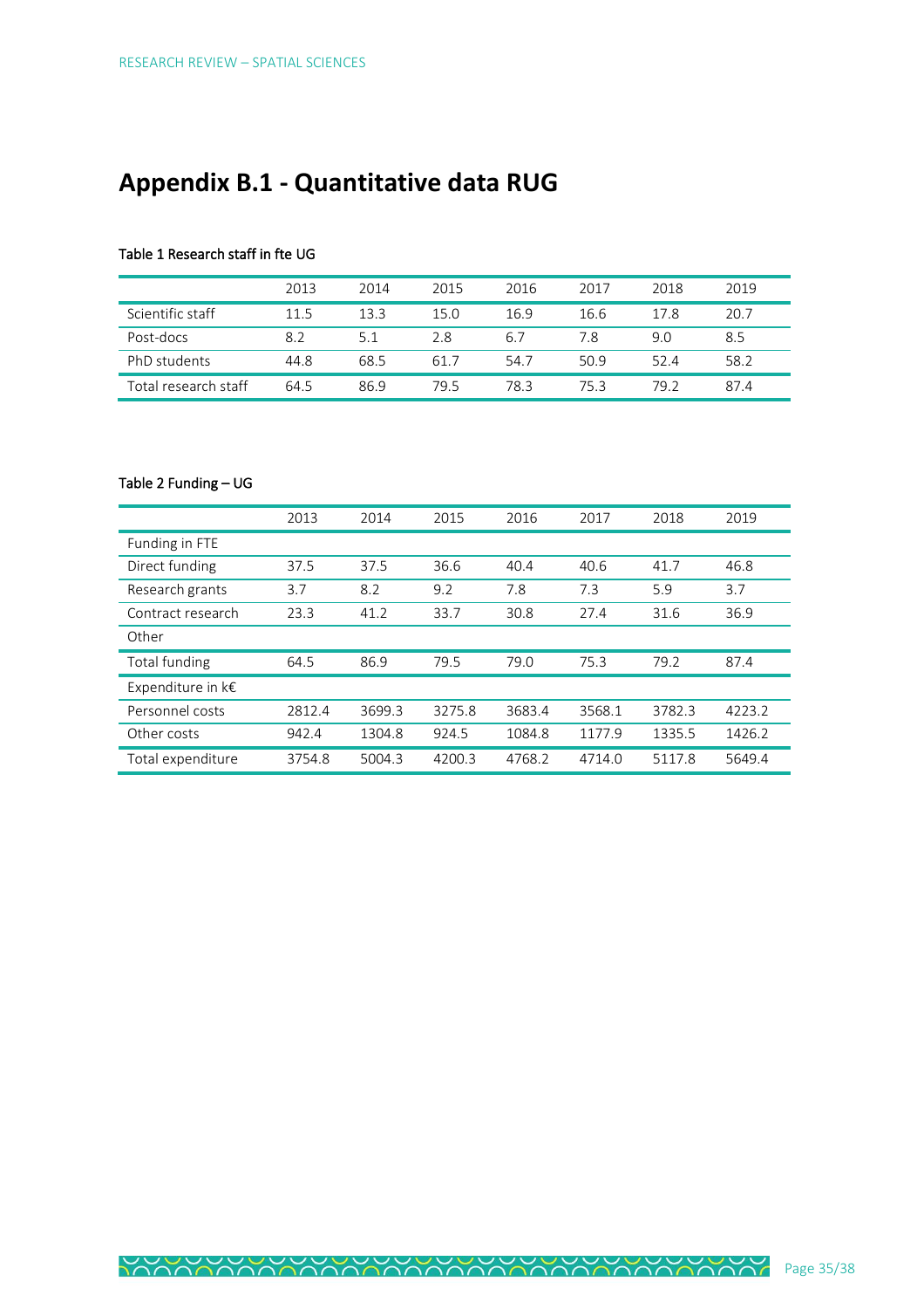# Appendix B.1 - Quantitative data RUG

Table 1 Research staff in fte UG

| | 2013 | 2014 | 2015 | 2016 | 2017 | 2018 | 2019 |
|---|---|---|---|---|---|---|---|
| Scientific staff | 11.5 | 13.3 | 15.0 | 16.9 | 16.6 | 17.8 | 20.7 |
| Post-docs | 8.2 | 5.1 | 2.8 | 6.7 | 7.8 | 9.0 | 8.5 |
| PhD students | 44.8 | 68.5 | 61.7 | 54.7 | 50.9 | 52.4 | 58.2 |
| Total research staff | 64.5 | 86.9 | 79.5 | 78.3 | 75.3 | 79.2 | 87.4 |

Table 2 Funding – UG

| | 2013 | 2014 | 2015 | 2016 | 2017 | 2018 | 2019 |
|---|---|---|---|---|---|---|---|
| Funding in FTE | | | | | | | |
| Direct funding | 37.5 | 37.5 | 36.6 | 40.4 | 40.6 | 41.7 | 46.8 |
| Research grants | 3.7 | 8.2 | 9.2 | 7.8 | 7.3 | 5.9 | 3.7 |
| Contract research | 23.3 | 41.2 | 33.7 | 30.8 | 27.4 | 31.6 | 36.9 |
| Other | | | | | | | |
| Total funding | 64.5 | 86.9 | 79.5 | 79.0 | 75.3 | 79.2 | 87.4 |
| Expenditure in k€ | | | | | | | |
| Personnel costs | 2812.4 | 3699.3 | 3275.8 | 3683.4 | 3568.1 | 3782.3 | 4223.2 |
| Other costs | 942.4 | 1304.8 | 924.5 | 1084.8 | 1177.9 | 1335.5 | 1426.2 |
| Total expenditure | 3754.8 | 5004.3 | 4200.3 | 4768.2 | 4714.0 | 5117.8 | 5649.4 |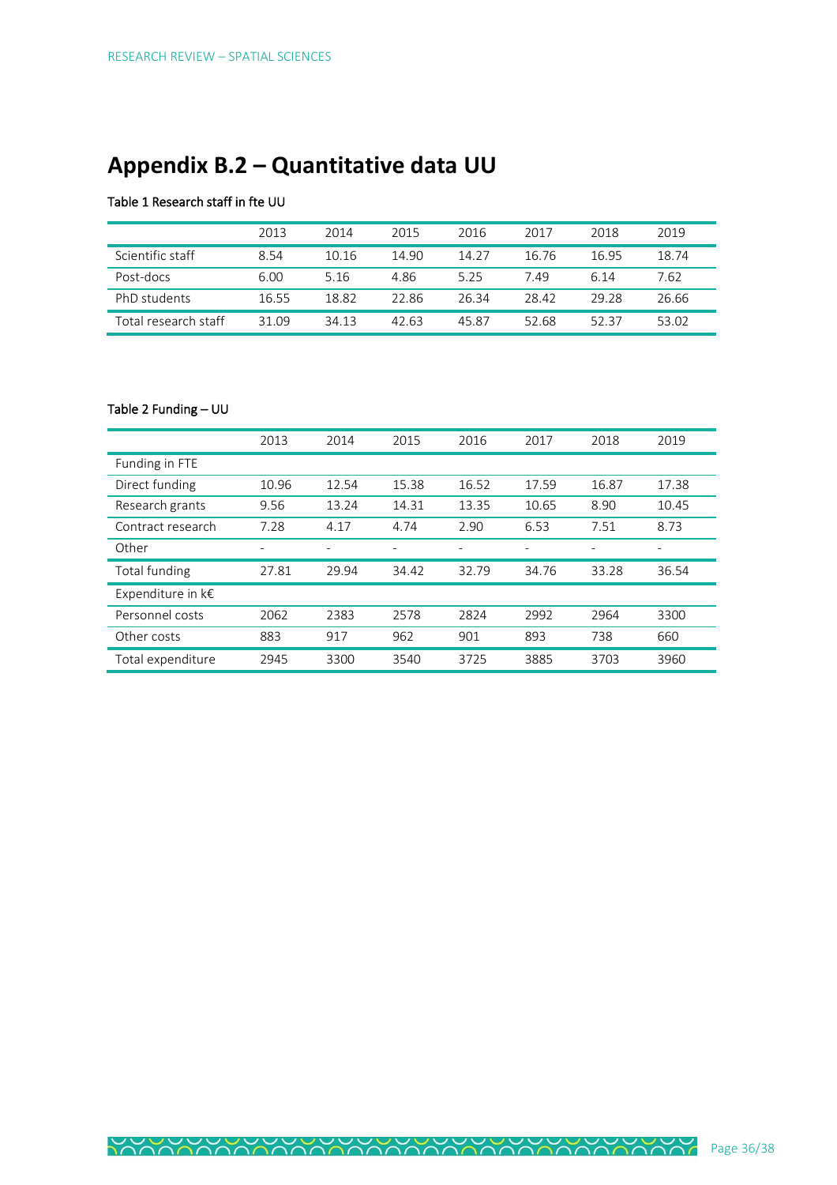# Appendix B.2 – Quantitative data UU

Table 1 Research staff in fte UU

| | 2013 | 2014 | 2015 | 2016 | 2017 | 2018 | 2019 |
|---|---|---|---|---|---|---|---|
| Scientific staff | 8.54 | 10.16 | 14.90 | 14.27 | 16.76 | 16.95 | 18.74 |
| Post-docs | 6.00 | 5.16 | 4.86 | 5.25 | 7.49 | 6.14 | 7.62 |
| PhD students | 16.55 | 18.82 | 22.86 | 26.34 | 28.42 | 29.28 | 26.66 |
| Total research staff | 31.09 | 34.13 | 42.63 | 45.87 | 52.68 | 52.37 | 53.02 |

Table 2 Funding – UU

| | 2013 | 2014 | 2015 | 2016 | 2017 | 2018 | 2019 |
|---|---|---|---|---|---|---|---|
| Funding in FTE | | | | | | | |
| Direct funding | 10.96 | 12.54 | 15.38 | 16.52 | 17.59 | 16.87 | 17.38 |
| Research grants | 9.56 | 13.24 | 14.31 | 13.35 | 10.65 | 8.90 | 10.45 |
| Contract research | 7.28 | 4.17 | 4.74 | 2.90 | 6.53 | 7.51 | 8.73 |
| Other | - | - | - | - | - | - | - |
| Total funding | 27.81 | 29.94 | 34.42 | 32.79 | 34.76 | 33.28 | 36.54 |
| Expenditure in k€ | | | | | | | |
| Personnel costs | 2062 | 2383 | 2578 | 2824 | 2992 | 2964 | 3300 |
| Other costs | 883 | 917 | 962 | 901 | 893 | 738 | 660 |
| Total expenditure | 2945 | 3300 | 3540 | 3725 | 3885 | 3703 | 3960 |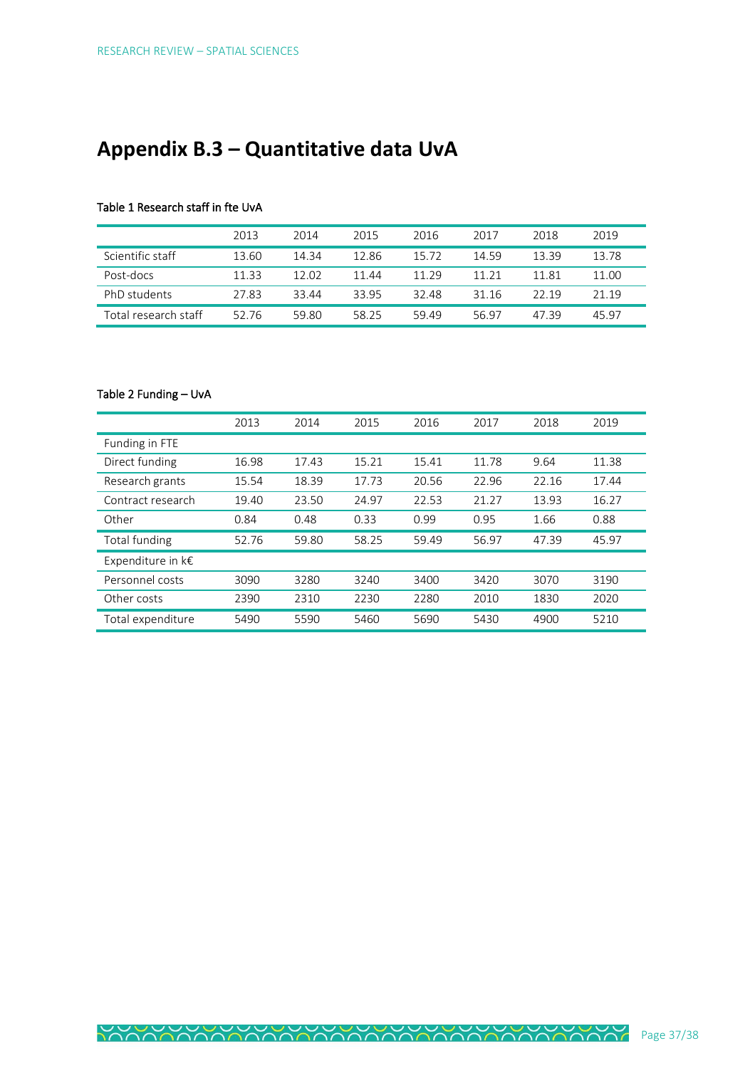# Appendix B.3 – Quantitative data UvA

Table 1 Research staff in fte UvA

| | 2013 | 2014 | 2015 | 2016 | 2017 | 2018 | 2019 |
|---|---|---|---|---|---|---|---|
| Scientific staff | 13.60 | 14.34 | 12.86 | 15.72 | 14.59 | 13.39 | 13.78 |
| Post-docs | 11.33 | 12.02 | 11.44 | 11.29 | 11.21 | 11.81 | 11.00 |
| PhD students | 27.83 | 33.44 | 33.95 | 32.48 | 31.16 | 22.19 | 21.19 |
| Total research staff | 52.76 | 59.80 | 58.25 | 59.49 | 56.97 | 47.39 | 45.97 |

Table 2 Funding – UvA

| | 2013 | 2014 | 2015 | 2016 | 2017 | 2018 | 2019 |
|---|---|---|---|---|---|---|---|
| Funding in FTE | | | | | | | |
| Direct funding | 16.98 | 17.43 | 15.21 | 15.41 | 11.78 | 9.64 | 11.38 |
| Research grants | 15.54 | 18.39 | 17.73 | 20.56 | 22.96 | 22.16 | 17.44 |
| Contract research | 19.40 | 23.50 | 24.97 | 22.53 | 21.27 | 13.93 | 16.27 |
| Other | 0.84 | 0.48 | 0.33 | 0.99 | 0.95 | 1.66 | 0.88 |
| Total funding | 52.76 | 59.80 | 58.25 | 59.49 | 56.97 | 47.39 | 45.97 |
| Expenditure in k€ | | | | | | | |
| Personnel costs | 3090 | 3280 | 3240 | 3400 | 3420 | 3070 | 3190 |
| Other costs | 2390 | 2310 | 2230 | 2280 | 2010 | 1830 | 2020 |
| Total expenditure | 5490 | 5590 | 5460 | 5690 | 5430 | 4900 | 5210 |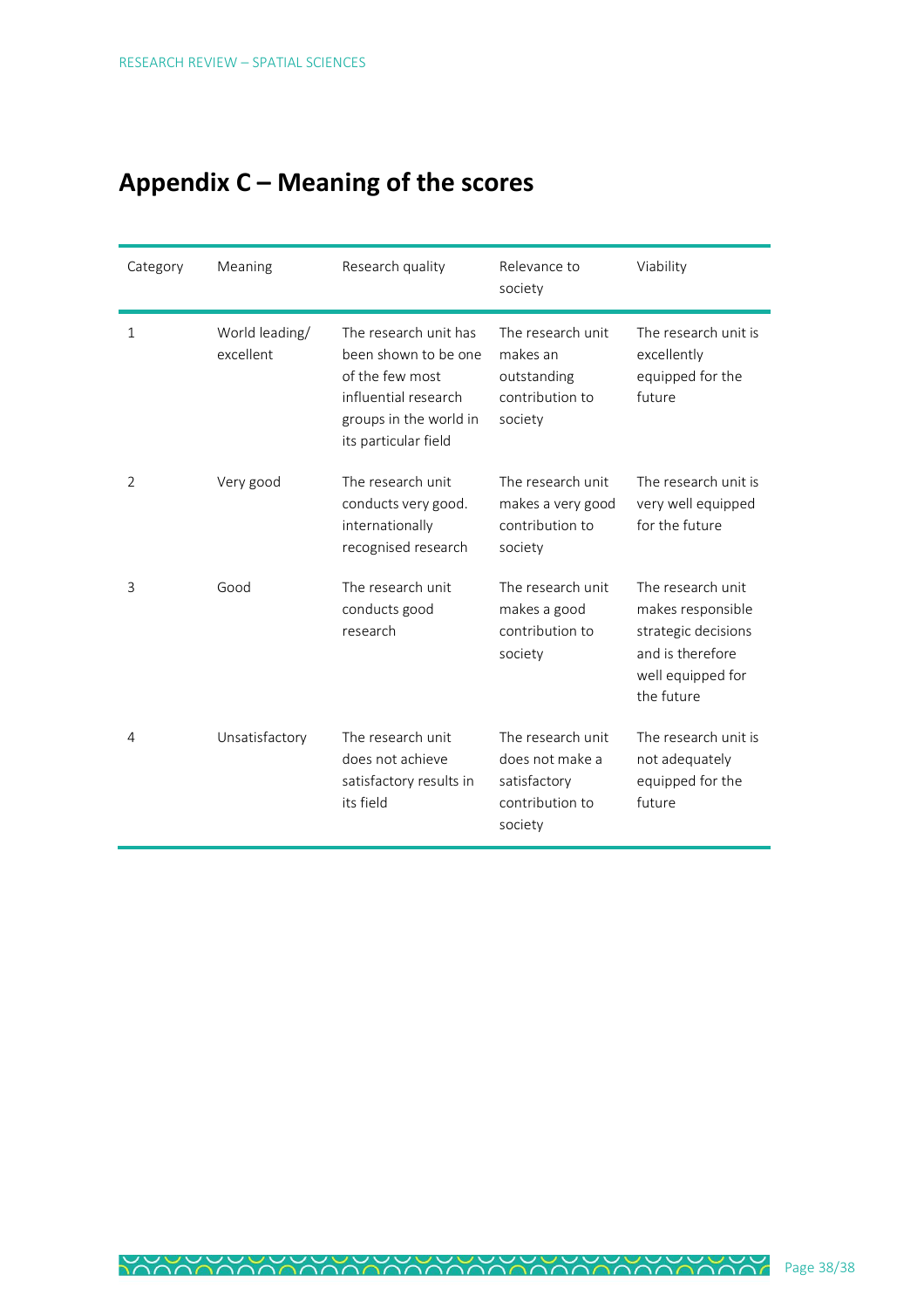# Appendix C – Meaning of the scores

| Category | Meaning | Research quality | Relevance to society | Viability |
|---|---|---|---|---|
| 1 | World leading/ excellent | The research unit has been shown to be one of the few most influential research groups in the world in its particular field | The research unit makes an outstanding contribution to society | The research unit is excellently equipped for the future |
| 2 | Very good | The research unit conducts very good. internationally recognised research | The research unit makes a very good contribution to society | The research unit is very well equipped for the future |
| 3 | Good | The research unit conducts good research | The research unit makes a good contribution to society | The research unit makes responsible strategic decisions and is therefore well equipped for the future |
| 4 | Unsatisfactory | The research unit does not achieve satisfactory results in its field | The research unit does not make a satisfactory contribution to society | The research unit is not adequately equipped for the future |